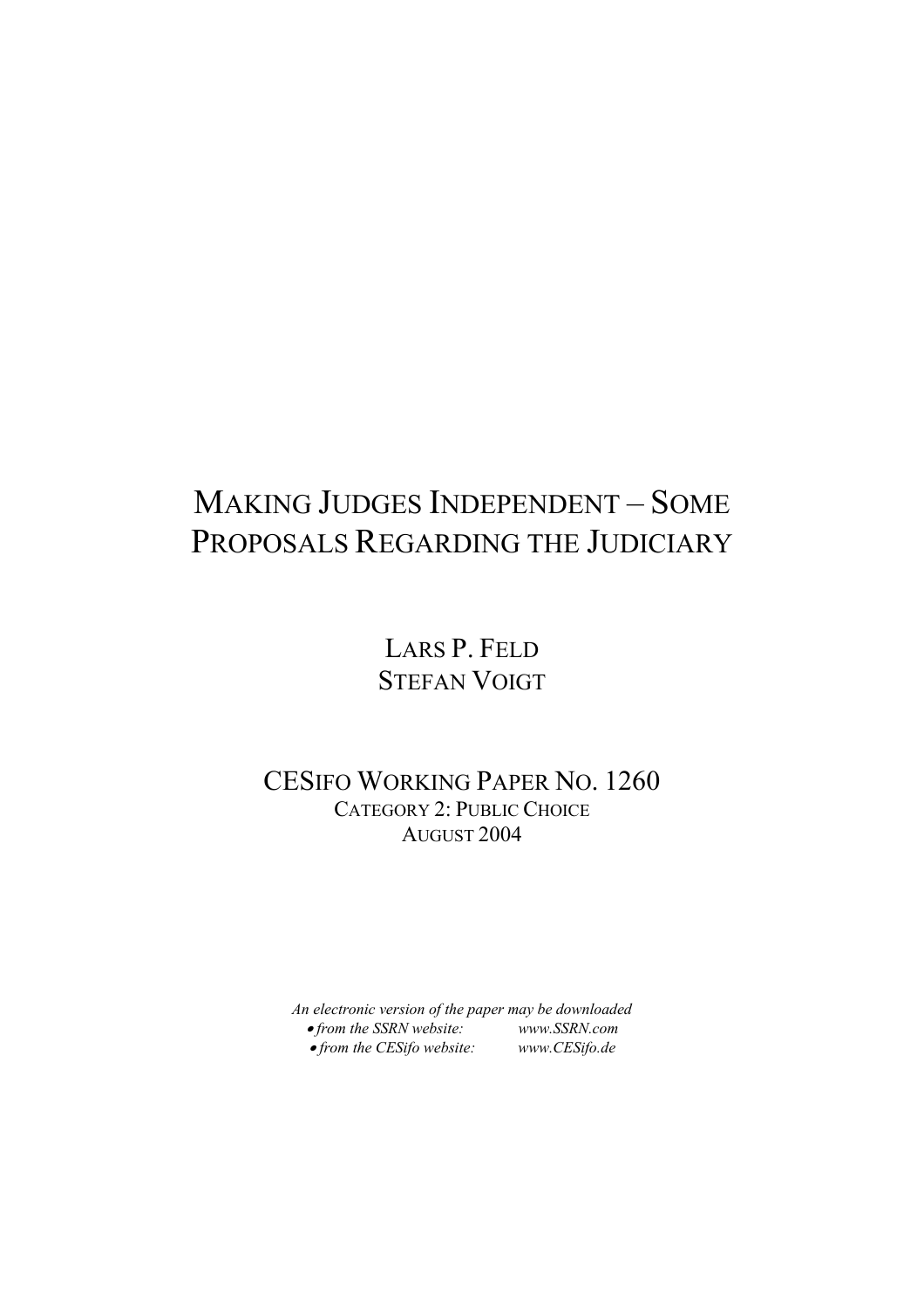# MAKING JUDGES INDEPENDENT – SOME PROPOSALS REGARDING THE JUDICIARY

LARS P. FELD
STEFAN VOIGT

CESIFO WORKING PAPER NO. 1260
CATEGORY 2: PUBLIC CHOICE
AUGUST 2004

*An electronic version of the paper may be downloaded*
- *from the SSRN website:* *www.SSRN.com*
- *from the CESifo website:* *www.CESifo.de*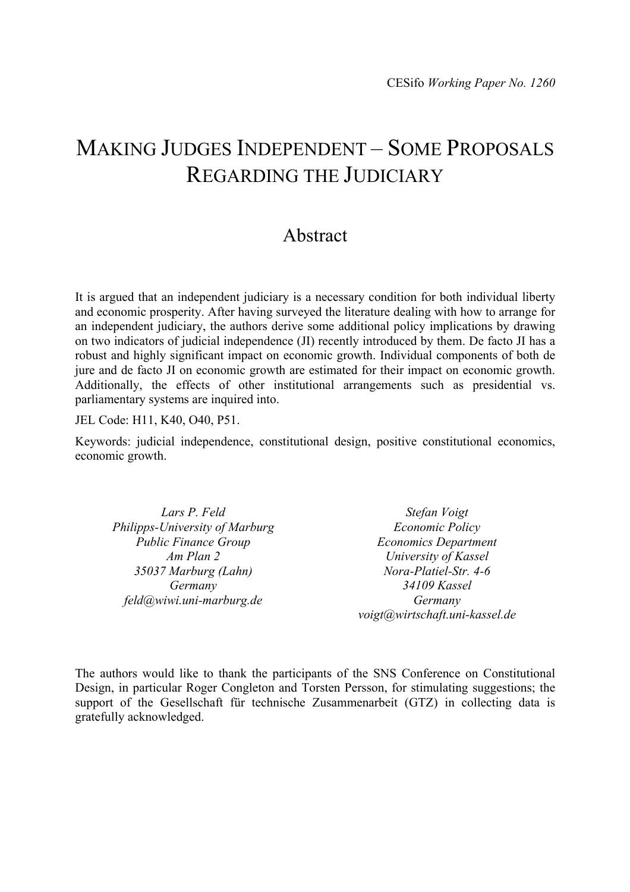CESifo *Working Paper No. 1260*

# MAKING JUDGES INDEPENDENT – SOME PROPOSALS REGARDING THE JUDICIARY

## Abstract

It is argued that an independent judiciary is a necessary condition for both individual liberty and economic prosperity. After having surveyed the literature dealing with how to arrange for an independent judiciary, the authors derive some additional policy implications by drawing on two indicators of judicial independence (JI) recently introduced by them. De facto JI has a robust and highly significant impact on economic growth. Individual components of both de jure and de facto JI on economic growth are estimated for their impact on economic growth. Additionally, the effects of other institutional arrangements such as presidential vs. parliamentary systems are inquired into.

JEL Code: H11, K40, O40, P51.

Keywords: judicial independence, constitutional design, positive constitutional economics, economic growth.

*Lars P. Feld*
*Philipps-University of Marburg*
*Public Finance Group*
*Am Plan 2*
*35037 Marburg (Lahn)*
*Germany*
*feld@wiwi.uni-marburg.de*

*Stefan Voigt*
*Economic Policy*
*Economics Department*
*University of Kassel*
*Nora-Platiel-Str. 4-6*
*34109 Kassel*
*Germany*
*voigt@wirtschaft.uni-kassel.de*

The authors would like to thank the participants of the SNS Conference on Constitutional Design, in particular Roger Congleton and Torsten Persson, for stimulating suggestions; the support of the Gesellschaft für technische Zusammenarbeit (GTZ) in collecting data is gratefully acknowledged.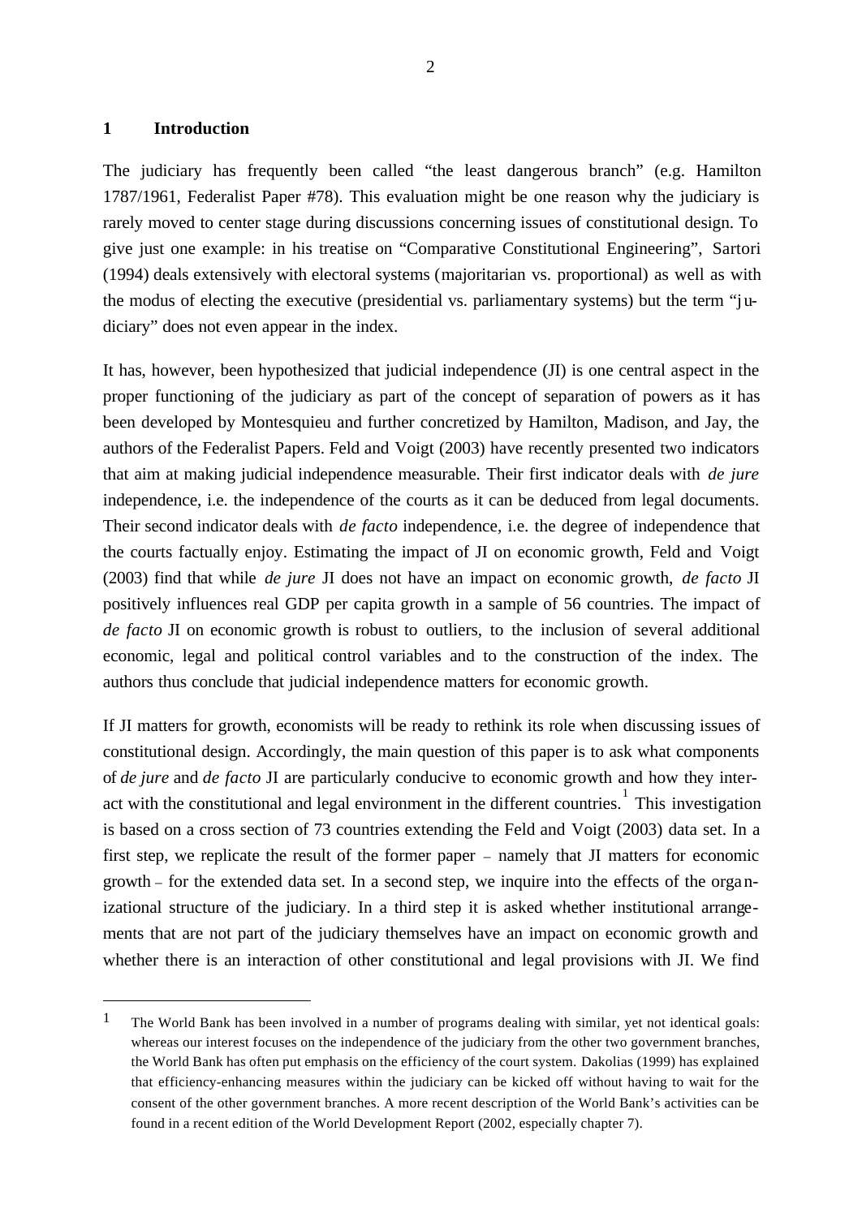# 1 Introduction

The judiciary has frequently been called "the least dangerous branch" (e.g. Hamilton 1787/1961, Federalist Paper #78). This evaluation might be one reason why the judiciary is rarely moved to center stage during discussions concerning issues of constitutional design. To give just one example: in his treatise on "Comparative Constitutional Engineering", Sartori (1994) deals extensively with electoral systems (majoritarian vs. proportional) as well as with the modus of electing the executive (presidential vs. parliamentary systems) but the term "judiciary" does not even appear in the index.

It has, however, been hypothesized that judicial independence (JI) is one central aspect in the proper functioning of the judiciary as part of the concept of separation of powers as it has been developed by Montesquieu and further concretized by Hamilton, Madison, and Jay, the authors of the Federalist Papers. Feld and Voigt (2003) have recently presented two indicators that aim at making judicial independence measurable. Their first indicator deals with *de jure* independence, i.e. the independence of the courts as it can be deduced from legal documents. Their second indicator deals with *de facto* independence, i.e. the degree of independence that the courts factually enjoy. Estimating the impact of JI on economic growth, Feld and Voigt (2003) find that while *de jure* JI does not have an impact on economic growth, *de facto* JI positively influences real GDP per capita growth in a sample of 56 countries. The impact of *de facto* JI on economic growth is robust to outliers, to the inclusion of several additional economic, legal and political control variables and to the construction of the index. The authors thus conclude that judicial independence matters for economic growth.

If JI matters for growth, economists will be ready to rethink its role when discussing issues of constitutional design. Accordingly, the main question of this paper is to ask what components of *de jure* and *de facto* JI are particularly conducive to economic growth and how they interact with the constitutional and legal environment in the different countries.[1] This investigation is based on a cross section of 73 countries extending the Feld and Voigt (2003) data set. In a first step, we replicate the result of the former paper – namely that JI matters for economic growth – for the extended data set. In a second step, we inquire into the effects of the organizational structure of the judiciary. In a third step it is asked whether institutional arrangements that are not part of the judiciary themselves have an impact on economic growth and whether there is an interaction of other constitutional and legal provisions with JI. We find

---

[1] The World Bank has been involved in a number of programs dealing with similar, yet not identical goals: whereas our interest focuses on the independence of the judiciary from the other two government branches, the World Bank has often put emphasis on the efficiency of the court system. Dakolias (1999) has explained that efficiency-enhancing measures within the judiciary can be kicked off without having to wait for the consent of the other government branches. A more recent description of the World Bank's activities can be found in a recent edition of the World Development Report (2002, especially chapter 7).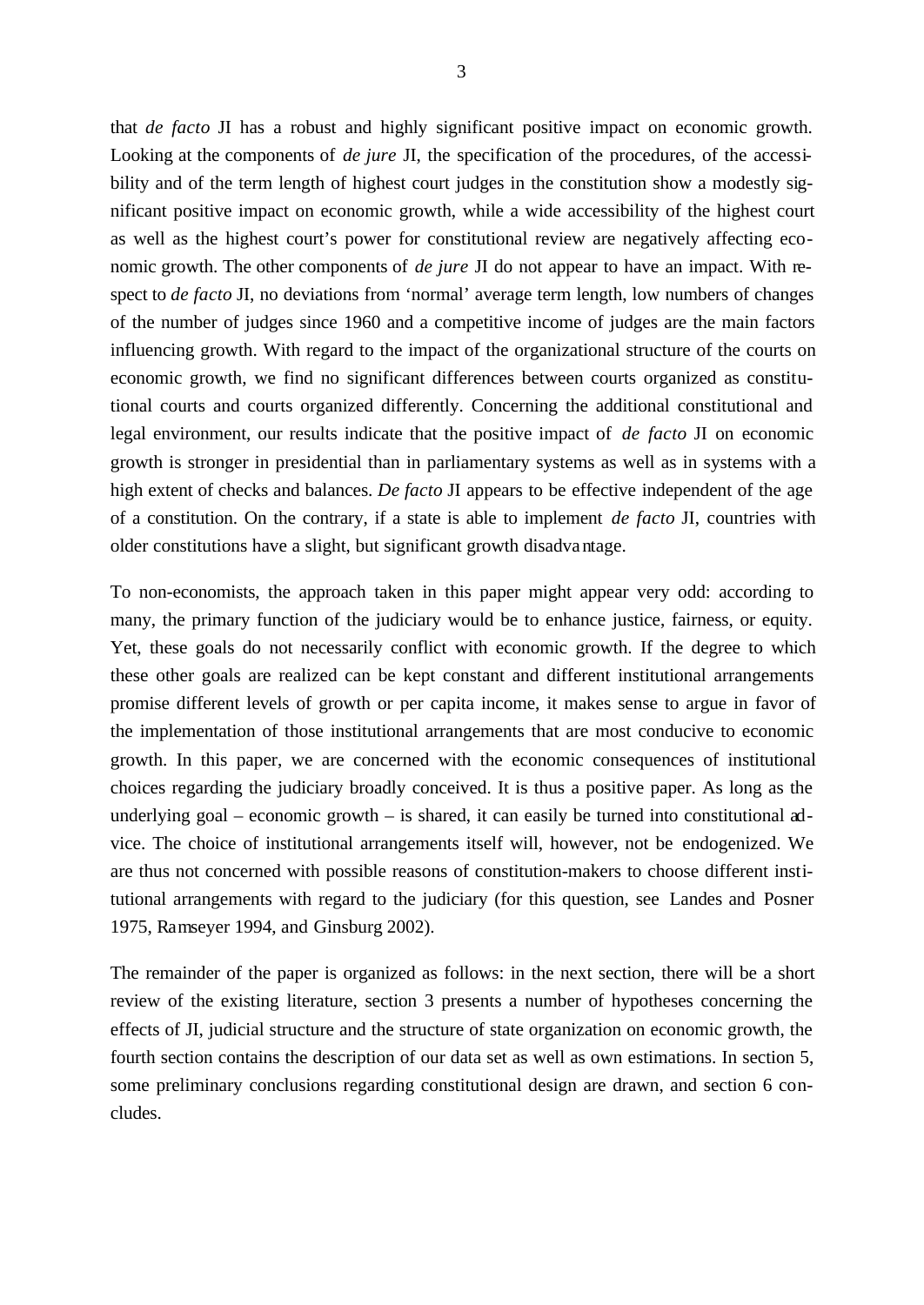that *de facto* JI has a robust and highly significant positive impact on economic growth. Looking at the components of *de jure* JI, the specification of the procedures, of the accessibility and of the term length of highest court judges in the constitution show a modestly significant positive impact on economic growth, while a wide accessibility of the highest court as well as the highest court's power for constitutional review are negatively affecting economic growth. The other components of *de jure* JI do not appear to have an impact. With respect to *de facto* JI, no deviations from 'normal' average term length, low numbers of changes of the number of judges since 1960 and a competitive income of judges are the main factors influencing growth. With regard to the impact of the organizational structure of the courts on economic growth, we find no significant differences between courts organized as constitutional courts and courts organized differently. Concerning the additional constitutional and legal environment, our results indicate that the positive impact of *de facto* JI on economic growth is stronger in presidential than in parliamentary systems as well as in systems with a high extent of checks and balances. *De facto* JI appears to be effective independent of the age of a constitution. On the contrary, if a state is able to implement *de facto* JI, countries with older constitutions have a slight, but significant growth disadvantage.

To non-economists, the approach taken in this paper might appear very odd: according to many, the primary function of the judiciary would be to enhance justice, fairness, or equity. Yet, these goals do not necessarily conflict with economic growth. If the degree to which these other goals are realized can be kept constant and different institutional arrangements promise different levels of growth or per capita income, it makes sense to argue in favor of the implementation of those institutional arrangements that are most conducive to economic growth. In this paper, we are concerned with the economic consequences of institutional choices regarding the judiciary broadly conceived. It is thus a positive paper. As long as the underlying goal – economic growth – is shared, it can easily be turned into constitutional advice. The choice of institutional arrangements itself will, however, not be endogenized. We are thus not concerned with possible reasons of constitution-makers to choose different institutional arrangements with regard to the judiciary (for this question, see Landes and Posner 1975, Ramseyer 1994, and Ginsburg 2002).

The remainder of the paper is organized as follows: in the next section, there will be a short review of the existing literature, section 3 presents a number of hypotheses concerning the effects of JI, judicial structure and the structure of state organization on economic growth, the fourth section contains the description of our data set as well as own estimations. In section 5, some preliminary conclusions regarding constitutional design are drawn, and section 6 concludes.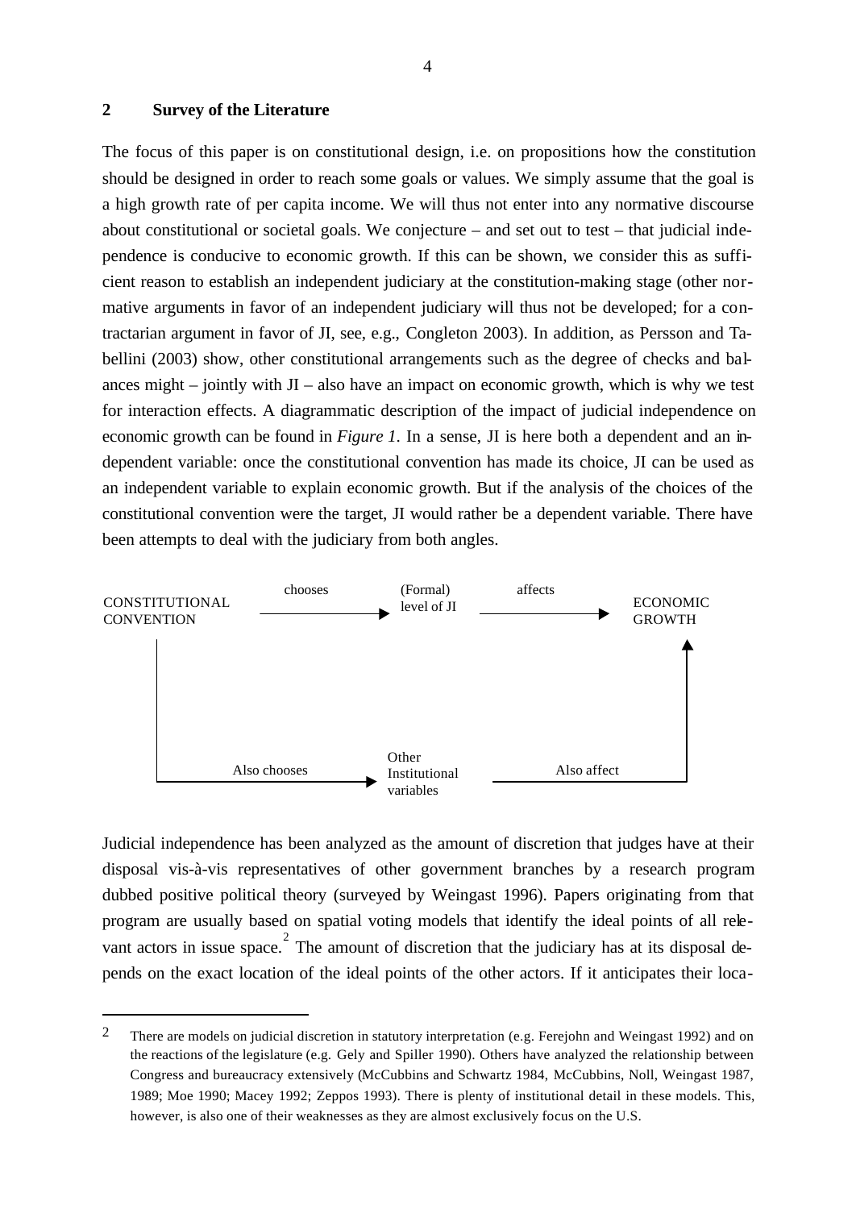## 2 Survey of the Literature

The focus of this paper is on constitutional design, i.e. on propositions how the constitution should be designed in order to reach some goals or values. We simply assume that the goal is a high growth rate of per capita income. We will thus not enter into any normative discourse about constitutional or societal goals. We conjecture – and set out to test – that judicial independence is conducive to economic growth. If this can be shown, we consider this as sufficient reason to establish an independent judiciary at the constitution-making stage (other normative arguments in favor of an independent judiciary will thus not be developed; for a contractarian argument in favor of JI, see, e.g., Congleton 2003). In addition, as Persson and Tabellini (2003) show, other constitutional arrangements such as the degree of checks and balances might – jointly with JI – also have an impact on economic growth, which is why we test for interaction effects. A diagrammatic description of the impact of judicial independence on economic growth can be found in *Figure 1*. In a sense, JI is here both a dependent and an independent variable: once the constitutional convention has made its choice, JI can be used as an independent variable to explain economic growth. But if the analysis of the choices of the constitutional convention were the target, JI would rather be a dependent variable. There have been attempts to deal with the judiciary from both angles.

```
CONSTITUTIONAL   --- chooses --->   (Formal)        --- affects --->   ECONOMIC
CONVENTION                          level of JI                        GROWTH
     |                                                                    ^
     |                                                                    |
     +------ Also chooses ------>   Other           --- Also affect ------+
                                    Institutional
                                    variables
```

Judicial independence has been analyzed as the amount of discretion that judges have at their disposal vis-à-vis representatives of other government branches by a research program dubbed positive political theory (surveyed by Weingast 1996). Papers originating from that program are usually based on spatial voting models that identify the ideal points of all relevant actors in issue space.[2] The amount of discretion that the judiciary has at its disposal depends on the exact location of the ideal points of the other actors. If it anticipates their loca-

---

[2] There are models on judicial discretion in statutory interpretation (e.g. Ferejohn and Weingast 1992) and on the reactions of the legislature (e.g. Gely and Spiller 1990). Others have analyzed the relationship between Congress and bureaucracy extensively (McCubbins and Schwartz 1984, McCubbins, Noll, Weingast 1987, 1989; Moe 1990; Macey 1992; Zeppos 1993). There is plenty of institutional detail in these models. This, however, is also one of their weaknesses as they are almost exclusively focus on the U.S.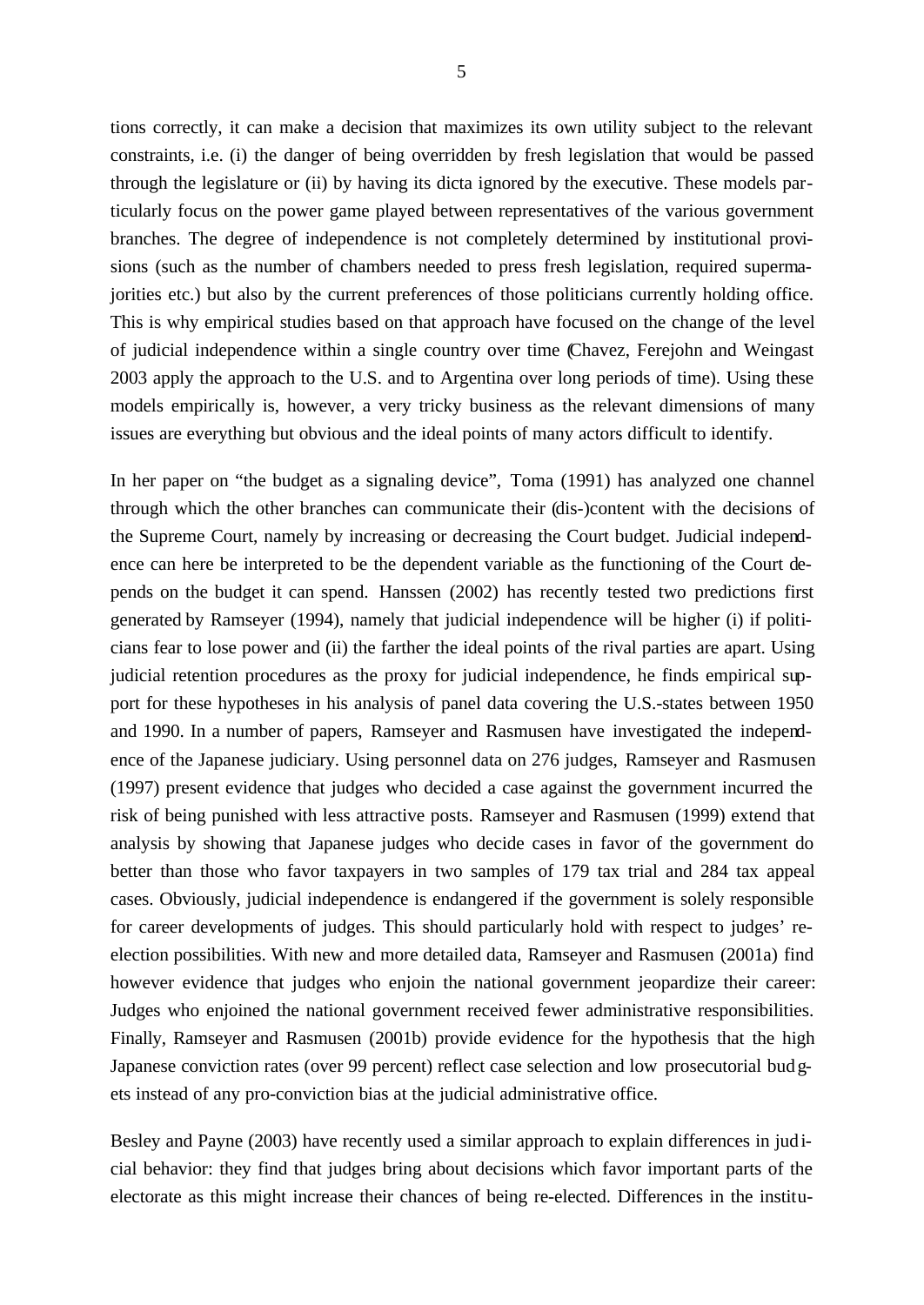tions correctly, it can make a decision that maximizes its own utility subject to the relevant constraints, i.e. (i) the danger of being overridden by fresh legislation that would be passed through the legislature or (ii) by having its dicta ignored by the executive. These models particularly focus on the power game played between representatives of the various government branches. The degree of independence is not completely determined by institutional provisions (such as the number of chambers needed to press fresh legislation, required supermajorities etc.) but also by the current preferences of those politicians currently holding office. This is why empirical studies based on that approach have focused on the change of the level of judicial independence within a single country over time (Chavez, Ferejohn and Weingast 2003 apply the approach to the U.S. and to Argentina over long periods of time). Using these models empirically is, however, a very tricky business as the relevant dimensions of many issues are everything but obvious and the ideal points of many actors difficult to identify.

In her paper on "the budget as a signaling device", Toma (1991) has analyzed one channel through which the other branches can communicate their (dis-)content with the decisions of the Supreme Court, namely by increasing or decreasing the Court budget. Judicial independence can here be interpreted to be the dependent variable as the functioning of the Court depends on the budget it can spend. Hanssen (2002) has recently tested two predictions first generated by Ramseyer (1994), namely that judicial independence will be higher (i) if politicians fear to lose power and (ii) the farther the ideal points of the rival parties are apart. Using judicial retention procedures as the proxy for judicial independence, he finds empirical support for these hypotheses in his analysis of panel data covering the U.S.-states between 1950 and 1990. In a number of papers, Ramseyer and Rasmusen have investigated the independence of the Japanese judiciary. Using personnel data on 276 judges, Ramseyer and Rasmusen (1997) present evidence that judges who decided a case against the government incurred the risk of being punished with less attractive posts. Ramseyer and Rasmusen (1999) extend that analysis by showing that Japanese judges who decide cases in favor of the government do better than those who favor taxpayers in two samples of 179 tax trial and 284 tax appeal cases. Obviously, judicial independence is endangered if the government is solely responsible for career developments of judges. This should particularly hold with respect to judges' re-election possibilities. With new and more detailed data, Ramseyer and Rasmusen (2001a) find however evidence that judges who enjoin the national government jeopardize their career: Judges who enjoined the national government received fewer administrative responsibilities. Finally, Ramseyer and Rasmusen (2001b) provide evidence for the hypothesis that the high Japanese conviction rates (over 99 percent) reflect case selection and low prosecutorial budgets instead of any pro-conviction bias at the judicial administrative office.

Besley and Payne (2003) have recently used a similar approach to explain differences in judicial behavior: they find that judges bring about decisions which favor important parts of the electorate as this might increase their chances of being re-elected. Differences in the institu-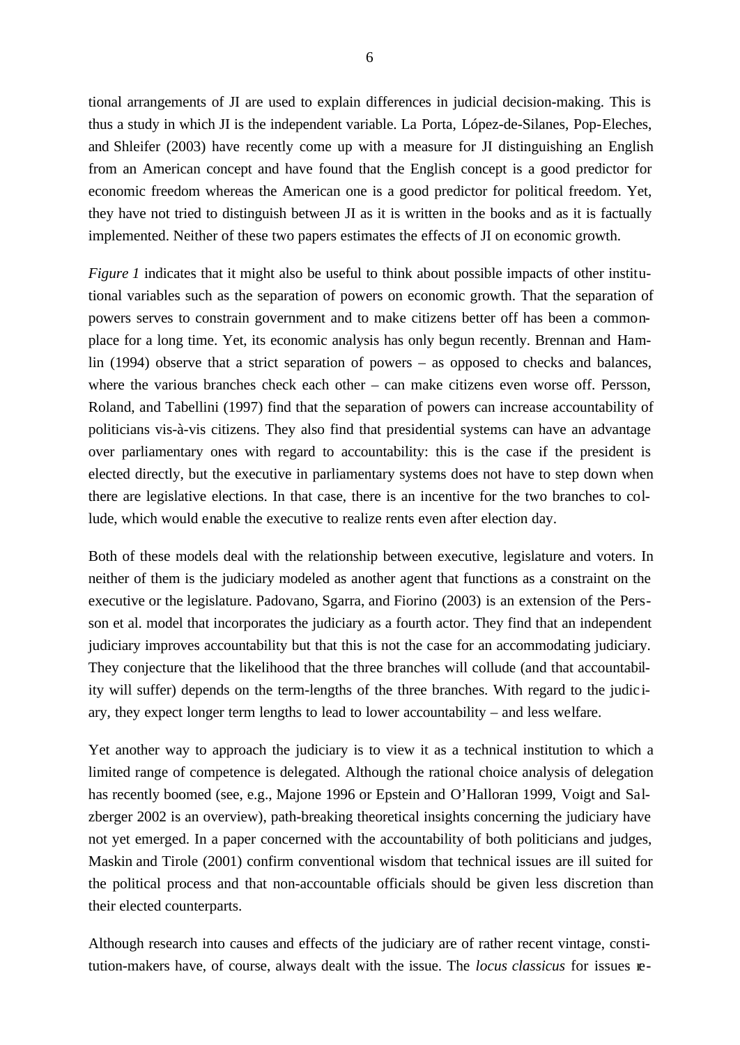tional arrangements of JI are used to explain differences in judicial decision-making. This is thus a study in which JI is the independent variable. La Porta, López-de-Silanes, Pop-Eleches, and Shleifer (2003) have recently come up with a measure for JI distinguishing an English from an American concept and have found that the English concept is a good predictor for economic freedom whereas the American one is a good predictor for political freedom. Yet, they have not tried to distinguish between JI as it is written in the books and as it is factually implemented. Neither of these two papers estimates the effects of JI on economic growth.

*Figure 1* indicates that it might also be useful to think about possible impacts of other institutional variables such as the separation of powers on economic growth. That the separation of powers serves to constrain government and to make citizens better off has been a commonplace for a long time. Yet, its economic analysis has only begun recently. Brennan and Hamlin (1994) observe that a strict separation of powers – as opposed to checks and balances, where the various branches check each other – can make citizens even worse off. Persson, Roland, and Tabellini (1997) find that the separation of powers can increase accountability of politicians vis-à-vis citizens. They also find that presidential systems can have an advantage over parliamentary ones with regard to accountability: this is the case if the president is elected directly, but the executive in parliamentary systems does not have to step down when there are legislative elections. In that case, there is an incentive for the two branches to collude, which would enable the executive to realize rents even after election day.

Both of these models deal with the relationship between executive, legislature and voters. In neither of them is the judiciary modeled as another agent that functions as a constraint on the executive or the legislature. Padovano, Sgarra, and Fiorino (2003) is an extension of the Persson et al. model that incorporates the judiciary as a fourth actor. They find that an independent judiciary improves accountability but that this is not the case for an accommodating judiciary. They conjecture that the likelihood that the three branches will collude (and that accountability will suffer) depends on the term-lengths of the three branches. With regard to the judiciary, they expect longer term lengths to lead to lower accountability – and less welfare.

Yet another way to approach the judiciary is to view it as a technical institution to which a limited range of competence is delegated. Although the rational choice analysis of delegation has recently boomed (see, e.g., Majone 1996 or Epstein and O'Halloran 1999, Voigt and Salzberger 2002 is an overview), path-breaking theoretical insights concerning the judiciary have not yet emerged. In a paper concerned with the accountability of both politicians and judges, Maskin and Tirole (2001) confirm conventional wisdom that technical issues are ill suited for the political process and that non-accountable officials should be given less discretion than their elected counterparts.

Although research into causes and effects of the judiciary are of rather recent vintage, constitution-makers have, of course, always dealt with the issue. The *locus classicus* for issues re-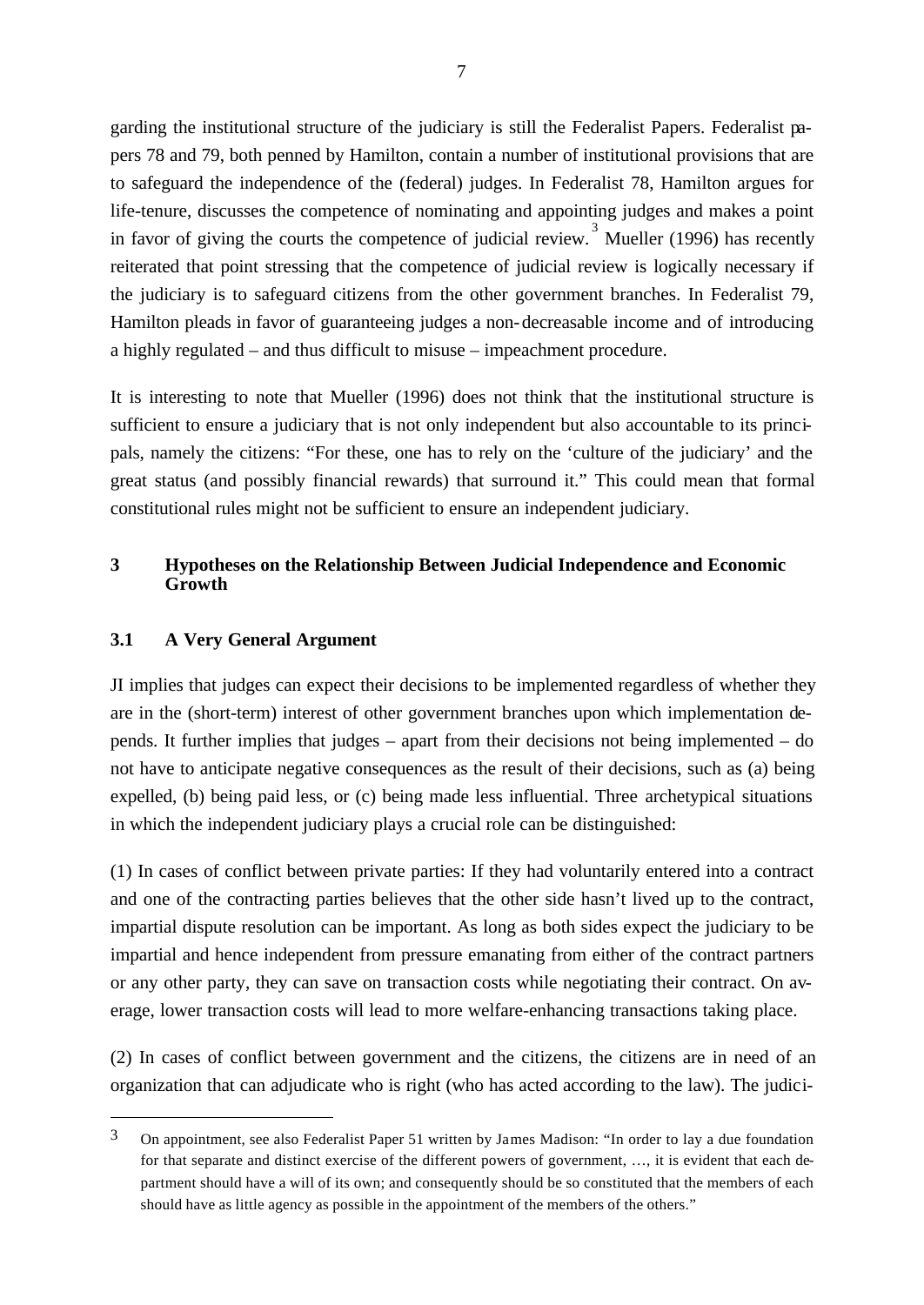garding the institutional structure of the judiciary is still the Federalist Papers. Federalist papers 78 and 79, both penned by Hamilton, contain a number of institutional provisions that are to safeguard the independence of the (federal) judges. In Federalist 78, Hamilton argues for life-tenure, discusses the competence of nominating and appointing judges and makes a point in favor of giving the courts the competence of judicial review.[3] Mueller (1996) has recently reiterated that point stressing that the competence of judicial review is logically necessary if the judiciary is to safeguard citizens from the other government branches. In Federalist 79, Hamilton pleads in favor of guaranteeing judges a non-decreasable income and of introducing a highly regulated – and thus difficult to misuse – impeachment procedure.

It is interesting to note that Mueller (1996) does not think that the institutional structure is sufficient to ensure a judiciary that is not only independent but also accountable to its principals, namely the citizens: "For these, one has to rely on the 'culture of the judiciary' and the great status (and possibly financial rewards) that surround it." This could mean that formal constitutional rules might not be sufficient to ensure an independent judiciary.

## 3 Hypotheses on the Relationship Between Judicial Independence and Economic Growth

### 3.1 A Very General Argument

JI implies that judges can expect their decisions to be implemented regardless of whether they are in the (short-term) interest of other government branches upon which implementation depends. It further implies that judges – apart from their decisions not being implemented – do not have to anticipate negative consequences as the result of their decisions, such as (a) being expelled, (b) being paid less, or (c) being made less influential. Three archetypical situations in which the independent judiciary plays a crucial role can be distinguished:

(1) In cases of conflict between private parties: If they had voluntarily entered into a contract and one of the contracting parties believes that the other side hasn't lived up to the contract, impartial dispute resolution can be important. As long as both sides expect the judiciary to be impartial and hence independent from pressure emanating from either of the contract partners or any other party, they can save on transaction costs while negotiating their contract. On average, lower transaction costs will lead to more welfare-enhancing transactions taking place.

(2) In cases of conflict between government and the citizens, the citizens are in need of an organization that can adjudicate who is right (who has acted according to the law). The judici-

---

[3] On appointment, see also Federalist Paper 51 written by James Madison: "In order to lay a due foundation for that separate and distinct exercise of the different powers of government, …, it is evident that each department should have a will of its own; and consequently should be so constituted that the members of each should have as little agency as possible in the appointment of the members of the others."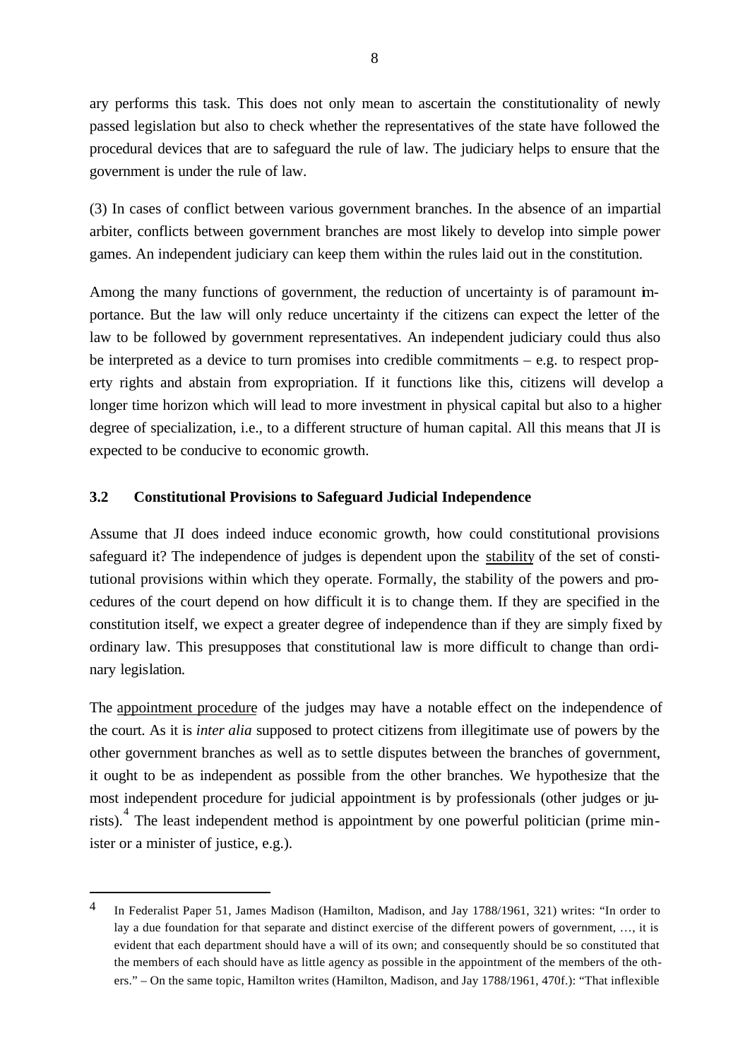ary performs this task. This does not only mean to ascertain the constitutionality of newly passed legislation but also to check whether the representatives of the state have followed the procedural devices that are to safeguard the rule of law. The judiciary helps to ensure that the government is under the rule of law.

(3) In cases of conflict between various government branches. In the absence of an impartial arbiter, conflicts between government branches are most likely to develop into simple power games. An independent judiciary can keep them within the rules laid out in the constitution.

Among the many functions of government, the reduction of uncertainty is of paramount importance. But the law will only reduce uncertainty if the citizens can expect the letter of the law to be followed by government representatives. An independent judiciary could thus also be interpreted as a device to turn promises into credible commitments – e.g. to respect property rights and abstain from expropriation. If it functions like this, citizens will develop a longer time horizon which will lead to more investment in physical capital but also to a higher degree of specialization, i.e., to a different structure of human capital. All this means that JI is expected to be conducive to economic growth.

### 3.2 Constitutional Provisions to Safeguard Judicial Independence

Assume that JI does indeed induce economic growth, how could constitutional provisions safeguard it? The independence of judges is dependent upon the stability of the set of constitutional provisions within which they operate. Formally, the stability of the powers and procedures of the court depend on how difficult it is to change them. If they are specified in the constitution itself, we expect a greater degree of independence than if they are simply fixed by ordinary law. This presupposes that constitutional law is more difficult to change than ordinary legislation.

The appointment procedure of the judges may have a notable effect on the independence of the court. As it is *inter alia* supposed to protect citizens from illegitimate use of powers by the other government branches as well as to settle disputes between the branches of government, it ought to be as independent as possible from the other branches. We hypothesize that the most independent procedure for judicial appointment is by professionals (other judges or jurists).[4] The least independent method is appointment by one powerful politician (prime minister or a minister of justice, e.g.).

---

[4] In Federalist Paper 51, James Madison (Hamilton, Madison, and Jay 1788/1961, 321) writes: "In order to lay a due foundation for that separate and distinct exercise of the different powers of government, …, it is evident that each department should have a will of its own; and consequently should be so constituted that the members of each should have as little agency as possible in the appointment of the members of the others." – On the same topic, Hamilton writes (Hamilton, Madison, and Jay 1788/1961, 470f.): "That inflexible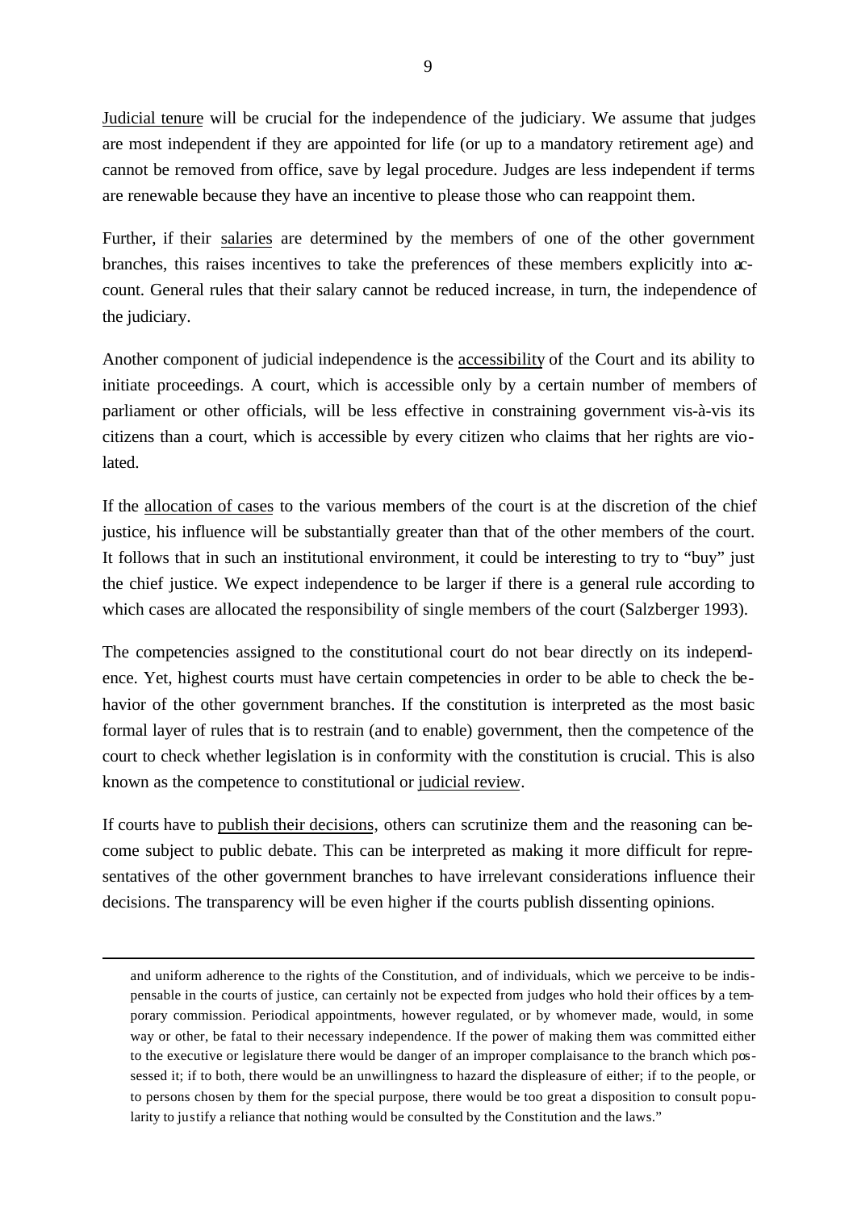Judicial tenure will be crucial for the independence of the judiciary. We assume that judges are most independent if they are appointed for life (or up to a mandatory retirement age) and cannot be removed from office, save by legal procedure. Judges are less independent if terms are renewable because they have an incentive to please those who can reappoint them.

Further, if their salaries are determined by the members of one of the other government branches, this raises incentives to take the preferences of these members explicitly into account. General rules that their salary cannot be reduced increase, in turn, the independence of the judiciary.

Another component of judicial independence is the accessibility of the Court and its ability to initiate proceedings. A court, which is accessible only by a certain number of members of parliament or other officials, will be less effective in constraining government vis-à-vis its citizens than a court, which is accessible by every citizen who claims that her rights are violated.

If the allocation of cases to the various members of the court is at the discretion of the chief justice, his influence will be substantially greater than that of the other members of the court. It follows that in such an institutional environment, it could be interesting to try to "buy" just the chief justice. We expect independence to be larger if there is a general rule according to which cases are allocated the responsibility of single members of the court (Salzberger 1993).

The competencies assigned to the constitutional court do not bear directly on its independence. Yet, highest courts must have certain competencies in order to be able to check the behavior of the other government branches. If the constitution is interpreted as the most basic formal layer of rules that is to restrain (and to enable) government, then the competence of the court to check whether legislation is in conformity with the constitution is crucial. This is also known as the competence to constitutional or judicial review.

If courts have to publish their decisions, others can scrutinize them and the reasoning can become subject to public debate. This can be interpreted as making it more difficult for representatives of the other government branches to have irrelevant considerations influence their decisions. The transparency will be even higher if the courts publish dissenting opinions.

---

and uniform adherence to the rights of the Constitution, and of individuals, which we perceive to be indispensable in the courts of justice, can certainly not be expected from judges who hold their offices by a temporary commission. Periodical appointments, however regulated, or by whomever made, would, in some way or other, be fatal to their necessary independence. If the power of making them was committed either to the executive or legislature there would be danger of an improper complaisance to the branch which possessed it; if to both, there would be an unwillingness to hazard the displeasure of either; if to the people, or to persons chosen by them for the special purpose, there would be too great a disposition to consult popularity to justify a reliance that nothing would be consulted by the Constitution and the laws."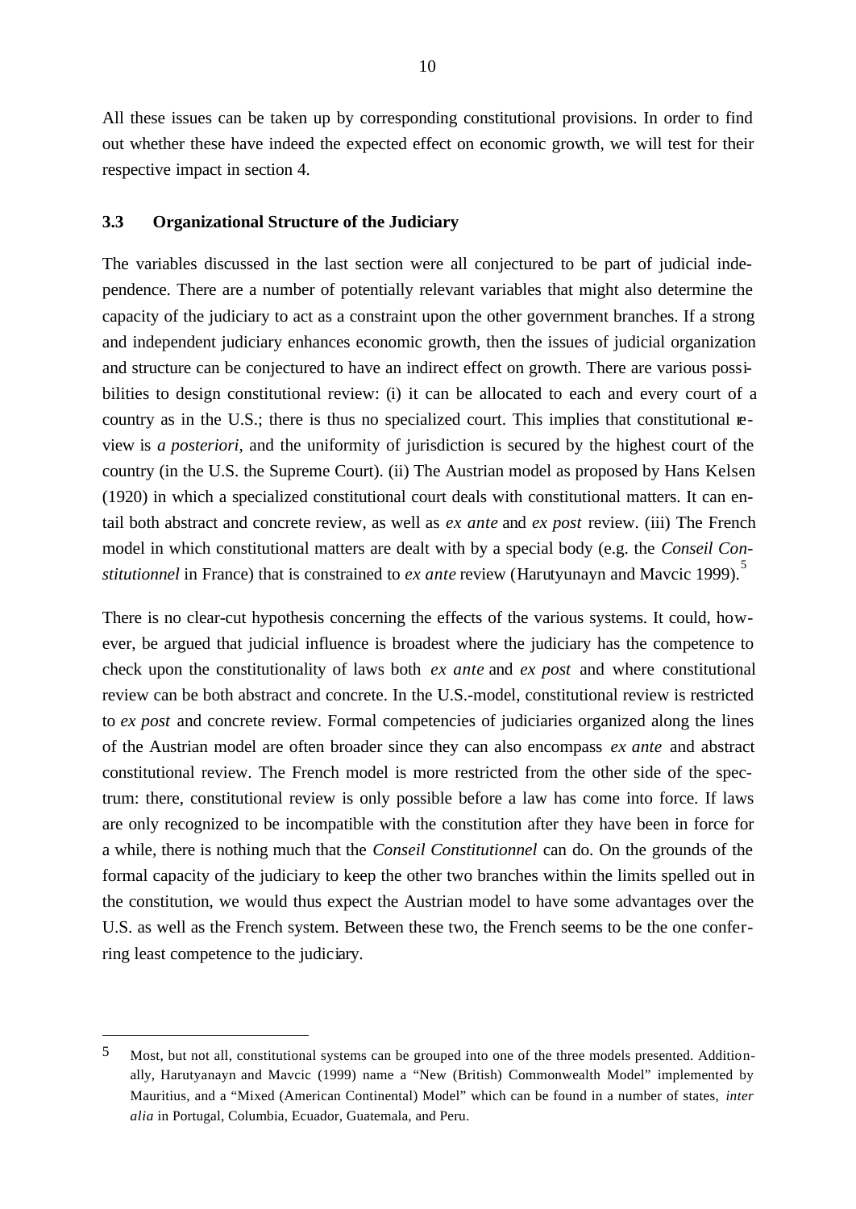All these issues can be taken up by corresponding constitutional provisions. In order to find out whether these have indeed the expected effect on economic growth, we will test for their respective impact in section 4.

### 3.3 Organizational Structure of the Judiciary

The variables discussed in the last section were all conjectured to be part of judicial independence. There are a number of potentially relevant variables that might also determine the capacity of the judiciary to act as a constraint upon the other government branches. If a strong and independent judiciary enhances economic growth, then the issues of judicial organization and structure can be conjectured to have an indirect effect on growth. There are various possibilities to design constitutional review: (i) it can be allocated to each and every court of a country as in the U.S.; there is thus no specialized court. This implies that constitutional review is *a posteriori*, and the uniformity of jurisdiction is secured by the highest court of the country (in the U.S. the Supreme Court). (ii) The Austrian model as proposed by Hans Kelsen (1920) in which a specialized constitutional court deals with constitutional matters. It can entail both abstract and concrete review, as well as *ex ante* and *ex post* review. (iii) The French model in which constitutional matters are dealt with by a special body (e.g. the *Conseil Constitutionnel* in France) that is constrained to *ex ante* review (Harutyunayn and Mavcic 1999).[5]

There is no clear-cut hypothesis concerning the effects of the various systems. It could, however, be argued that judicial influence is broadest where the judiciary has the competence to check upon the constitutionality of laws both *ex ante* and *ex post* and where constitutional review can be both abstract and concrete. In the U.S.-model, constitutional review is restricted to *ex post* and concrete review. Formal competencies of judiciaries organized along the lines of the Austrian model are often broader since they can also encompass *ex ante* and abstract constitutional review. The French model is more restricted from the other side of the spectrum: there, constitutional review is only possible before a law has come into force. If laws are only recognized to be incompatible with the constitution after they have been in force for a while, there is nothing much that the *Conseil Constitutionnel* can do. On the grounds of the formal capacity of the judiciary to keep the other two branches within the limits spelled out in the constitution, we would thus expect the Austrian model to have some advantages over the U.S. as well as the French system. Between these two, the French seems to be the one conferring least competence to the judiciary.

---

[5] Most, but not all, constitutional systems can be grouped into one of the three models presented. Additionally, Harutyanayn and Mavcic (1999) name a "New (British) Commonwealth Model" implemented by Mauritius, and a "Mixed (American Continental) Model" which can be found in a number of states, *inter alia* in Portugal, Columbia, Ecuador, Guatemala, and Peru.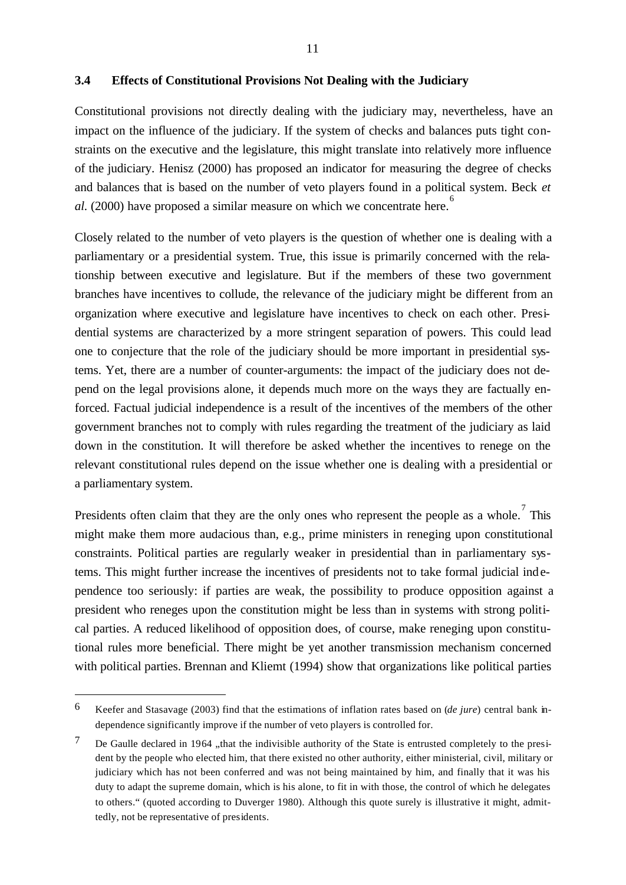### 3.4 Effects of Constitutional Provisions Not Dealing with the Judiciary

Constitutional provisions not directly dealing with the judiciary may, nevertheless, have an impact on the influence of the judiciary. If the system of checks and balances puts tight constraints on the executive and the legislature, this might translate into relatively more influence of the judiciary. Henisz (2000) has proposed an indicator for measuring the degree of checks and balances that is based on the number of veto players found in a political system. Beck *et al.* (2000) have proposed a similar measure on which we concentrate here.[6]

Closely related to the number of veto players is the question of whether one is dealing with a parliamentary or a presidential system. True, this issue is primarily concerned with the relationship between executive and legislature. But if the members of these two government branches have incentives to collude, the relevance of the judiciary might be different from an organization where executive and legislature have incentives to check on each other. Presidential systems are characterized by a more stringent separation of powers. This could lead one to conjecture that the role of the judiciary should be more important in presidential systems. Yet, there are a number of counter-arguments: the impact of the judiciary does not depend on the legal provisions alone, it depends much more on the ways they are factually enforced. Factual judicial independence is a result of the incentives of the members of the other government branches not to comply with rules regarding the treatment of the judiciary as laid down in the constitution. It will therefore be asked whether the incentives to renege on the relevant constitutional rules depend on the issue whether one is dealing with a presidential or a parliamentary system.

Presidents often claim that they are the only ones who represent the people as a whole.[7] This might make them more audacious than, e.g., prime ministers in reneging upon constitutional constraints. Political parties are regularly weaker in presidential than in parliamentary systems. This might further increase the incentives of presidents not to take formal judicial independence too seriously: if parties are weak, the possibility to produce opposition against a president who reneges upon the constitution might be less than in systems with strong political parties. A reduced likelihood of opposition does, of course, make reneging upon constitutional rules more beneficial. There might be yet another transmission mechanism concerned with political parties. Brennan and Kliemt (1994) show that organizations like political parties

---

[6] Keefer and Stasavage (2003) find that the estimations of inflation rates based on (*de jure*) central bank independence significantly improve if the number of veto players is controlled for.

[7] De Gaulle declared in 1964 „that the indivisible authority of the State is entrusted completely to the president by the people who elected him, that there existed no other authority, either ministerial, civil, military or judiciary which has not been conferred and was not being maintained by him, and finally that it was his duty to adapt the supreme domain, which is his alone, to fit in with those, the control of which he delegates to others." (quoted according to Duverger 1980). Although this quote surely is illustrative it might, admittedly, not be representative of presidents.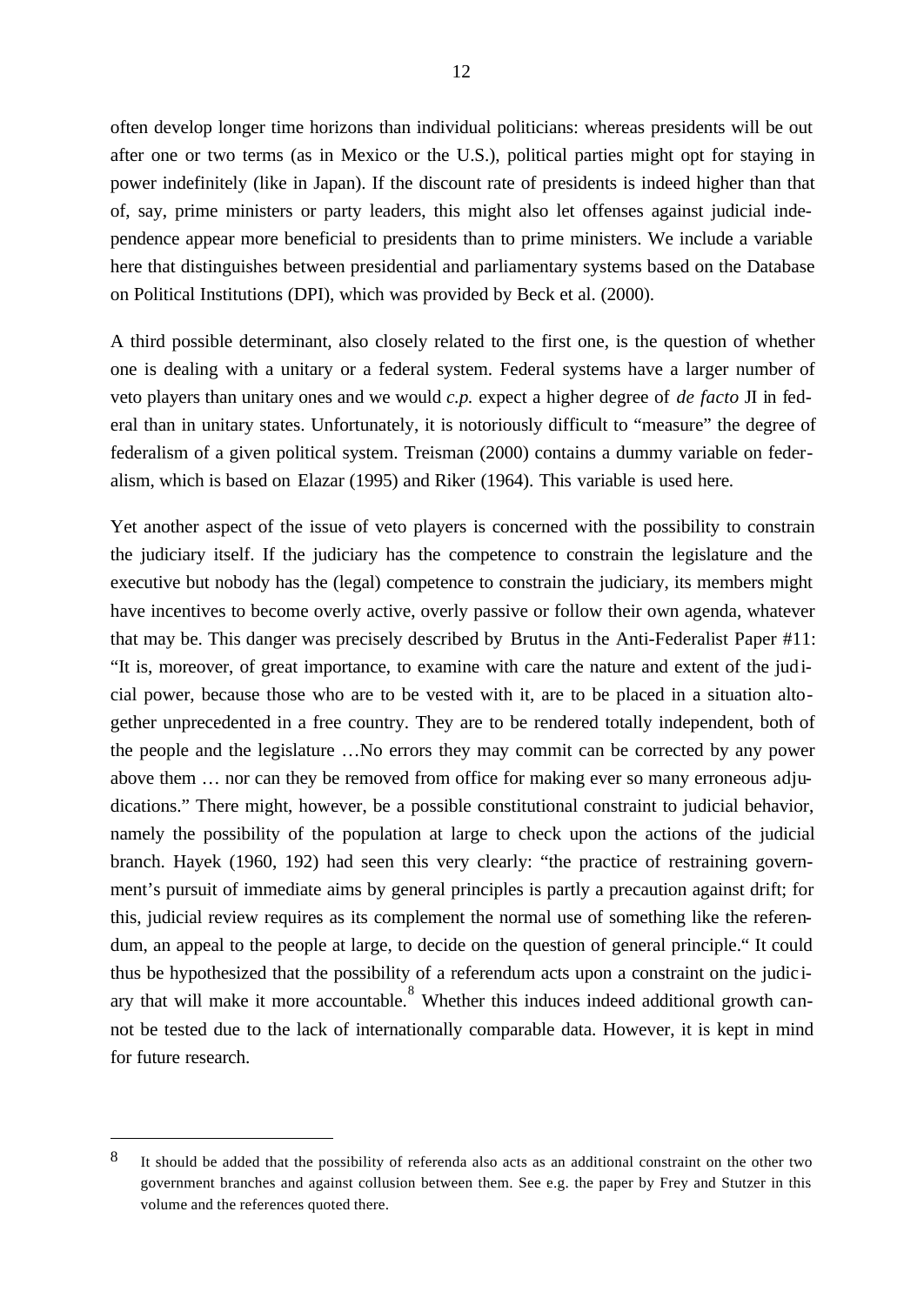often develop longer time horizons than individual politicians: whereas presidents will be out after one or two terms (as in Mexico or the U.S.), political parties might opt for staying in power indefinitely (like in Japan). If the discount rate of presidents is indeed higher than that of, say, prime ministers or party leaders, this might also let offenses against judicial independence appear more beneficial to presidents than to prime ministers. We include a variable here that distinguishes between presidential and parliamentary systems based on the Database on Political Institutions (DPI), which was provided by Beck et al. (2000).

A third possible determinant, also closely related to the first one, is the question of whether one is dealing with a unitary or a federal system. Federal systems have a larger number of veto players than unitary ones and we would *c.p.* expect a higher degree of *de facto* JI in federal than in unitary states. Unfortunately, it is notoriously difficult to "measure" the degree of federalism of a given political system. Treisman (2000) contains a dummy variable on federalism, which is based on Elazar (1995) and Riker (1964). This variable is used here.

Yet another aspect of the issue of veto players is concerned with the possibility to constrain the judiciary itself. If the judiciary has the competence to constrain the legislature and the executive but nobody has the (legal) competence to constrain the judiciary, its members might have incentives to become overly active, overly passive or follow their own agenda, whatever that may be. This danger was precisely described by Brutus in the Anti-Federalist Paper #11: "It is, moreover, of great importance, to examine with care the nature and extent of the judicial power, because those who are to be vested with it, are to be placed in a situation altogether unprecedented in a free country. They are to be rendered totally independent, both of the people and the legislature …No errors they may commit can be corrected by any power above them … nor can they be removed from office for making ever so many erroneous adjudications." There might, however, be a possible constitutional constraint to judicial behavior, namely the possibility of the population at large to check upon the actions of the judicial branch. Hayek (1960, 192) had seen this very clearly: "the practice of restraining government's pursuit of immediate aims by general principles is partly a precaution against drift; for this, judicial review requires as its complement the normal use of something like the referendum, an appeal to the people at large, to decide on the question of general principle." It could thus be hypothesized that the possibility of a referendum acts upon a constraint on the judiciary that will make it more accountable.[8] Whether this induces indeed additional growth cannot be tested due to the lack of internationally comparable data. However, it is kept in mind for future research.

---

[8] It should be added that the possibility of referenda also acts as an additional constraint on the other two government branches and against collusion between them. See e.g. the paper by Frey and Stutzer in this volume and the references quoted there.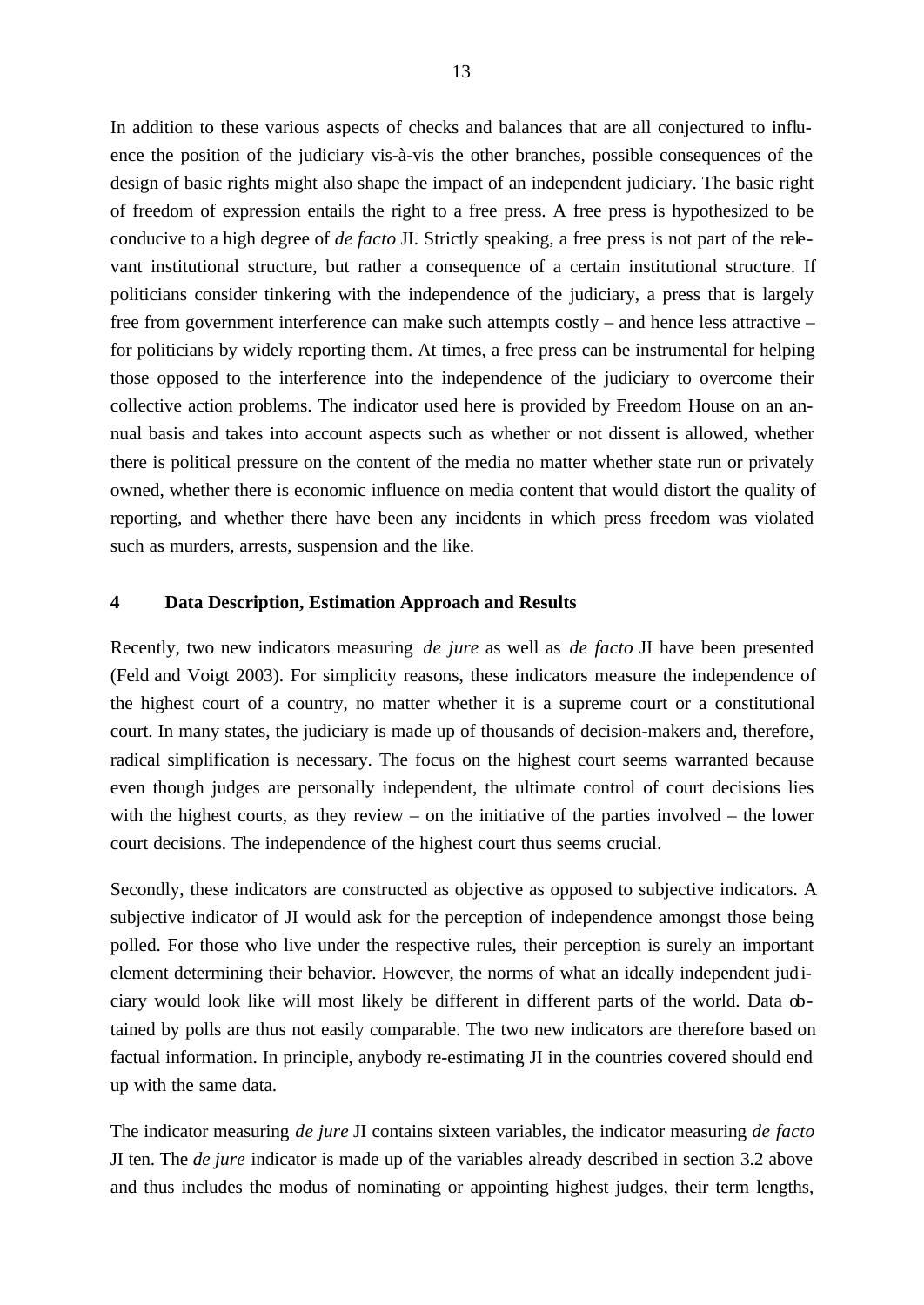In addition to these various aspects of checks and balances that are all conjectured to influence the position of the judiciary vis-à-vis the other branches, possible consequences of the design of basic rights might also shape the impact of an independent judiciary. The basic right of freedom of expression entails the right to a free press. A free press is hypothesized to be conducive to a high degree of *de facto* JI. Strictly speaking, a free press is not part of the relevant institutional structure, but rather a consequence of a certain institutional structure. If politicians consider tinkering with the independence of the judiciary, a press that is largely free from government interference can make such attempts costly – and hence less attractive – for politicians by widely reporting them. At times, a free press can be instrumental for helping those opposed to the interference into the independence of the judiciary to overcome their collective action problems. The indicator used here is provided by Freedom House on an annual basis and takes into account aspects such as whether or not dissent is allowed, whether there is political pressure on the content of the media no matter whether state run or privately owned, whether there is economic influence on media content that would distort the quality of reporting, and whether there have been any incidents in which press freedom was violated such as murders, arrests, suspension and the like.

## 4 Data Description, Estimation Approach and Results

Recently, two new indicators measuring *de jure* as well as *de facto* JI have been presented (Feld and Voigt 2003). For simplicity reasons, these indicators measure the independence of the highest court of a country, no matter whether it is a supreme court or a constitutional court. In many states, the judiciary is made up of thousands of decision-makers and, therefore, radical simplification is necessary. The focus on the highest court seems warranted because even though judges are personally independent, the ultimate control of court decisions lies with the highest courts, as they review – on the initiative of the parties involved – the lower court decisions. The independence of the highest court thus seems crucial.

Secondly, these indicators are constructed as objective as opposed to subjective indicators. A subjective indicator of JI would ask for the perception of independence amongst those being polled. For those who live under the respective rules, their perception is surely an important element determining their behavior. However, the norms of what an ideally independent judiciary would look like will most likely be different in different parts of the world. Data obtained by polls are thus not easily comparable. The two new indicators are therefore based on factual information. In principle, anybody re-estimating JI in the countries covered should end up with the same data.

The indicator measuring *de jure* JI contains sixteen variables, the indicator measuring *de facto* JI ten. The *de jure* indicator is made up of the variables already described in section 3.2 above and thus includes the modus of nominating or appointing highest judges, their term lengths,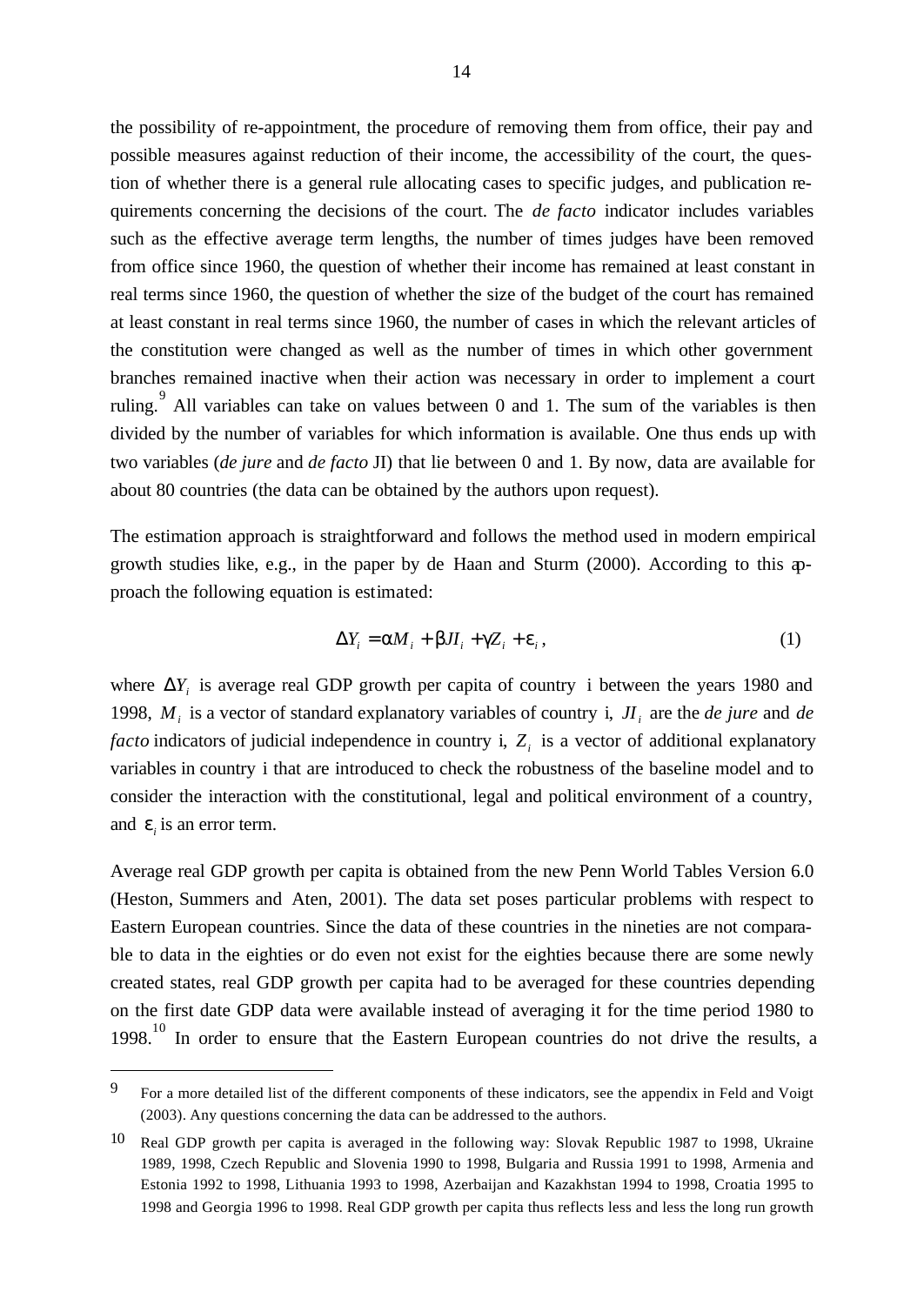the possibility of re-appointment, the procedure of removing them from office, their pay and possible measures against reduction of their income, the accessibility of the court, the question of whether there is a general rule allocating cases to specific judges, and publication requirements concerning the decisions of the court. The *de facto* indicator includes variables such as the effective average term lengths, the number of times judges have been removed from office since 1960, the question of whether their income has remained at least constant in real terms since 1960, the question of whether the size of the budget of the court has remained at least constant in real terms since 1960, the number of cases in which the relevant articles of the constitution were changed as well as the number of times in which other government branches remained inactive when their action was necessary in order to implement a court ruling.[9] All variables can take on values between 0 and 1. The sum of the variables is then divided by the number of variables for which information is available. One thus ends up with two variables (*de jure* and *de facto* JI) that lie between 0 and 1. By now, data are available for about 80 countries (the data can be obtained by the authors upon request).

The estimation approach is straightforward and follows the method used in modern empirical growth studies like, e.g., in the paper by de Haan and Sturm (2000). According to this approach the following equation is estimated:

$$\Delta Y_i = \alpha M_i + \beta JI_i + \gamma Z_i + \varepsilon_i , \tag{1}$$

where $\Delta Y_i$ is average real GDP growth per capita of country i between the years 1980 and 1998, $M_i$ is a vector of standard explanatory variables of country i, $JI_i$ are the *de jure* and *de facto* indicators of judicial independence in country i, $Z_i$ is a vector of additional explanatory variables in country i that are introduced to check the robustness of the baseline model and to consider the interaction with the constitutional, legal and political environment of a country, and $\varepsilon_i$ is an error term.

Average real GDP growth per capita is obtained from the new Penn World Tables Version 6.0 (Heston, Summers and Aten, 2001). The data set poses particular problems with respect to Eastern European countries. Since the data of these countries in the nineties are not comparable to data in the eighties or do even not exist for the eighties because there are some newly created states, real GDP growth per capita had to be averaged for these countries depending on the first date GDP data were available instead of averaging it for the time period 1980 to 1998.[10] In order to ensure that the Eastern European countries do not drive the results, a

---

[9] For a more detailed list of the different components of these indicators, see the appendix in Feld and Voigt (2003). Any questions concerning the data can be addressed to the authors.

[10] Real GDP growth per capita is averaged in the following way: Slovak Republic 1987 to 1998, Ukraine 1989, 1998, Czech Republic and Slovenia 1990 to 1998, Bulgaria and Russia 1991 to 1998, Armenia and Estonia 1992 to 1998, Lithuania 1993 to 1998, Azerbaijan and Kazakhstan 1994 to 1998, Croatia 1995 to 1998 and Georgia 1996 to 1998. Real GDP growth per capita thus reflects less and less the long run growth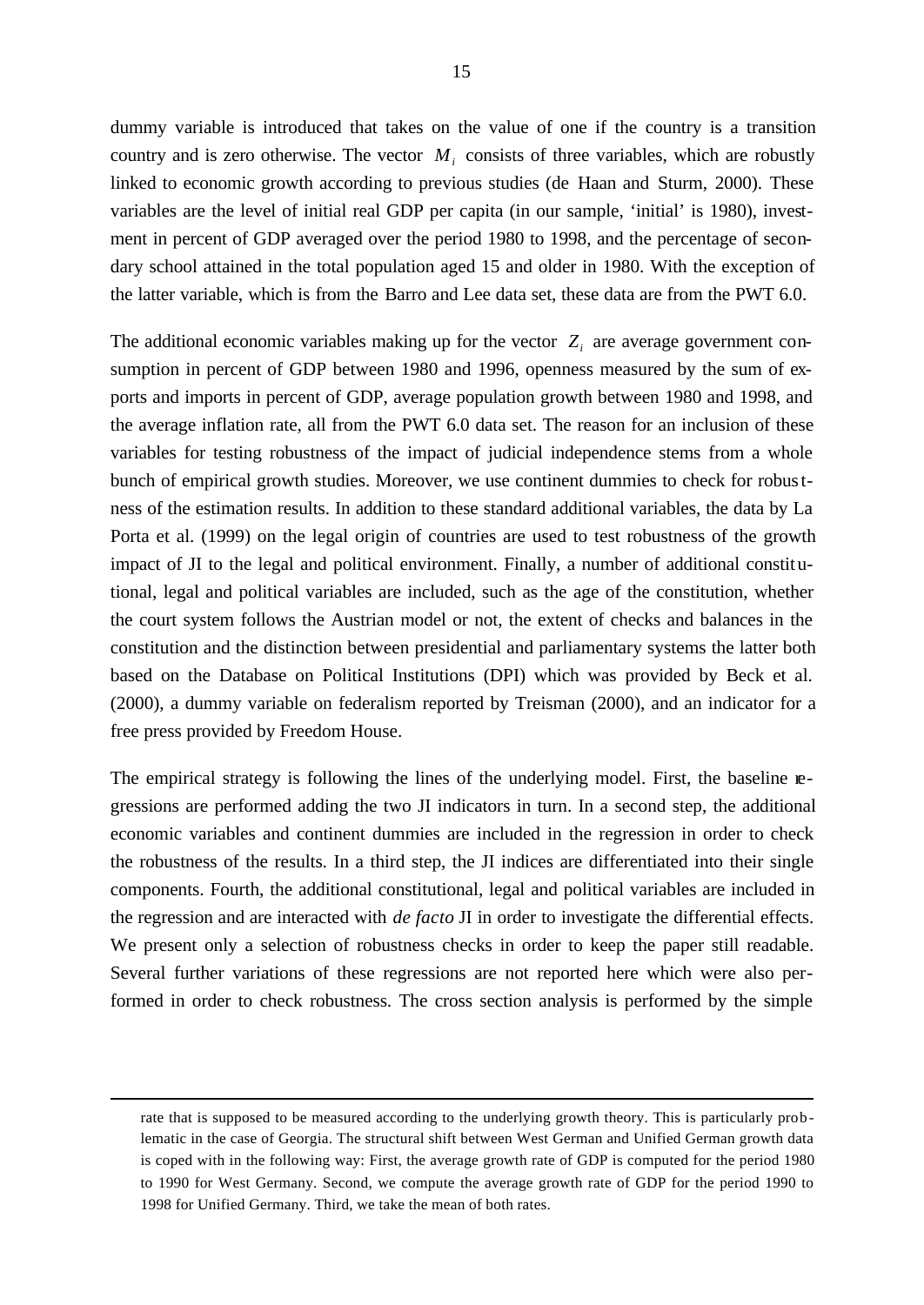dummy variable is introduced that takes on the value of one if the country is a transition country and is zero otherwise. The vector $M_i$ consists of three variables, which are robustly linked to economic growth according to previous studies (de Haan and Sturm, 2000). These variables are the level of initial real GDP per capita (in our sample, 'initial' is 1980), investment in percent of GDP averaged over the period 1980 to 1998, and the percentage of secondary school attained in the total population aged 15 and older in 1980. With the exception of the latter variable, which is from the Barro and Lee data set, these data are from the PWT 6.0.

The additional economic variables making up for the vector $Z_i$ are average government consumption in percent of GDP between 1980 and 1996, openness measured by the sum of exports and imports in percent of GDP, average population growth between 1980 and 1998, and the average inflation rate, all from the PWT 6.0 data set. The reason for an inclusion of these variables for testing robustness of the impact of judicial independence stems from a whole bunch of empirical growth studies. Moreover, we use continent dummies to check for robustness of the estimation results. In addition to these standard additional variables, the data by La Porta et al. (1999) on the legal origin of countries are used to test robustness of the growth impact of JI to the legal and political environment. Finally, a number of additional constitutional, legal and political variables are included, such as the age of the constitution, whether the court system follows the Austrian model or not, the extent of checks and balances in the constitution and the distinction between presidential and parliamentary systems the latter both based on the Database on Political Institutions (DPI) which was provided by Beck et al. (2000), a dummy variable on federalism reported by Treisman (2000), and an indicator for a free press provided by Freedom House.

The empirical strategy is following the lines of the underlying model. First, the baseline regressions are performed adding the two JI indicators in turn. In a second step, the additional economic variables and continent dummies are included in the regression in order to check the robustness of the results. In a third step, the JI indices are differentiated into their single components. Fourth, the additional constitutional, legal and political variables are included in the regression and are interacted with *de facto* JI in order to investigate the differential effects. We present only a selection of robustness checks in order to keep the paper still readable. Several further variations of these regressions are not reported here which were also performed in order to check robustness. The cross section analysis is performed by the simple

---

rate that is supposed to be measured according to the underlying growth theory. This is particularly problematic in the case of Georgia. The structural shift between West German and Unified German growth data is coped with in the following way: First, the average growth rate of GDP is computed for the period 1980 to 1990 for West Germany. Second, we compute the average growth rate of GDP for the period 1990 to 1998 for Unified Germany. Third, we take the mean of both rates.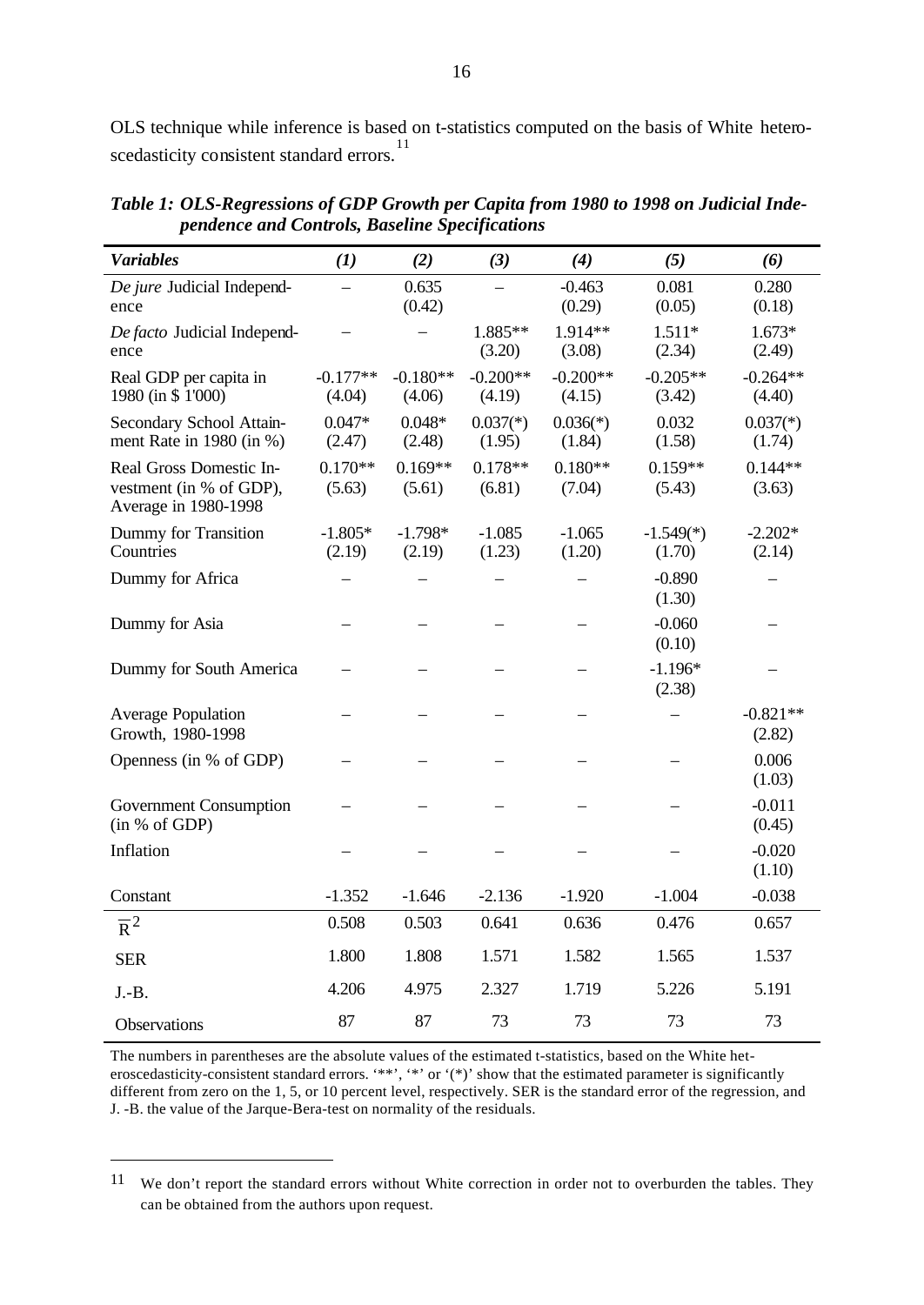OLS technique while inference is based on t-statistics computed on the basis of White heteroscedasticity consistent standard errors.[11]

***Table 1: OLS-Regressions of GDP Growth per Capita from 1980 to 1998 on Judicial Independence and Controls, Baseline Specifications***

| *Variables* | *(1)* | *(2)* | *(3)* | *(4)* | *(5)* | *(6)* |
|---|---|---|---|---|---|---|
| *De jure* Judicial Independence | – | 0.635<br>(0.42) | – | -0.463<br>(0.29) | 0.081<br>(0.05) | 0.280<br>(0.18) |
| *De facto* Judicial Independence | – | – | 1.885**<br>(3.20) | 1.914**<br>(3.08) | 1.511*<br>(2.34) | 1.673*<br>(2.49) |
| Real GDP per capita in 1980 (in $ 1'000) | -0.177**<br>(4.04) | -0.180**<br>(4.06) | -0.200**<br>(4.19) | -0.200**<br>(4.15) | -0.205**<br>(3.42) | -0.264**<br>(4.40) |
| Secondary School Attainment Rate in 1980 (in %) | 0.047*<br>(2.47) | 0.048*<br>(2.48) | 0.037(*)<br>(1.95) | 0.036(*)<br>(1.84) | 0.032<br>(1.58) | 0.037(*)<br>(1.74) |
| Real Gross Domestic Investment (in % of GDP), Average in 1980-1998 | 0.170**<br>(5.63) | 0.169**<br>(5.61) | 0.178**<br>(6.81) | 0.180**<br>(7.04) | 0.159**<br>(5.43) | 0.144**<br>(3.63) |
| Dummy for Transition Countries | -1.805*<br>(2.19) | -1.798*<br>(2.19) | -1.085<br>(1.23) | -1.065<br>(1.20) | -1.549(*)<br>(1.70) | -2.202*<br>(2.14) |
| Dummy for Africa | – | – | – | – | -0.890<br>(1.30) | – |
| Dummy for Asia | – | – | – | – | -0.060<br>(0.10) | – |
| Dummy for South America | – | – | – | – | -1.196*<br>(2.38) | – |
| Average Population Growth, 1980-1998 | – | – | – | – | – | -0.821**<br>(2.82) |
| Openness (in % of GDP) | – | – | – | – | – | 0.006<br>(1.03) |
| Government Consumption (in % of GDP) | – | – | – | – | – | -0.011<br>(0.45) |
| Inflation | – | – | – | – | – | -0.020<br>(1.10) |
| Constant | -1.352 | -1.646 | -2.136 | -1.920 | -1.004 | -0.038 |
| $\bar{R}^2$ | 0.508 | 0.503 | 0.641 | 0.636 | 0.476 | 0.657 |
| SER | 1.800 | 1.808 | 1.571 | 1.582 | 1.565 | 1.537 |
| J.-B. | 4.206 | 4.975 | 2.327 | 1.719 | 5.226 | 5.191 |
| Observations | 87 | 87 | 73 | 73 | 73 | 73 |

The numbers in parentheses are the absolute values of the estimated t-statistics, based on the White heteroscedasticity-consistent standard errors. '**', '*' or '(*)' show that the estimated parameter is significantly different from zero on the 1, 5, or 10 percent level, respectively. SER is the standard error of the regression, and J. -B. the value of the Jarque-Bera-test on normality of the residuals.

[11] We don't report the standard errors without White correction in order not to overburden the tables. They can be obtained from the authors upon request.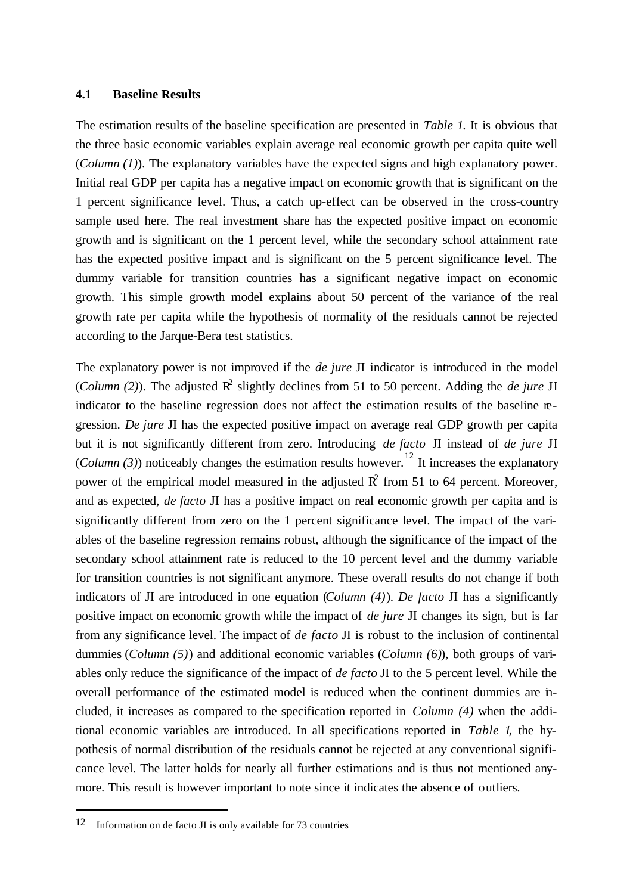### 4.1 Baseline Results

The estimation results of the baseline specification are presented in *Table 1.* It is obvious that the three basic economic variables explain average real economic growth per capita quite well (*Column (1)*). The explanatory variables have the expected signs and high explanatory power. Initial real GDP per capita has a negative impact on economic growth that is significant on the 1 percent significance level. Thus, a catch up-effect can be observed in the cross-country sample used here. The real investment share has the expected positive impact on economic growth and is significant on the 1 percent level, while the secondary school attainment rate has the expected positive impact and is significant on the 5 percent significance level. The dummy variable for transition countries has a significant negative impact on economic growth. This simple growth model explains about 50 percent of the variance of the real growth rate per capita while the hypothesis of normality of the residuals cannot be rejected according to the Jarque-Bera test statistics.

The explanatory power is not improved if the *de jure* JI indicator is introduced in the model (*Column (2)*). The adjusted $R^2$ slightly declines from 51 to 50 percent. Adding the *de jure* JI indicator to the baseline regression does not affect the estimation results of the baseline regression. *De jure* JI has the expected positive impact on average real GDP growth per capita but it is not significantly different from zero. Introducing *de facto* JI instead of *de jure* JI (*Column (3)*) noticeably changes the estimation results however.[12] It increases the explanatory power of the empirical model measured in the adjusted $R^2$ from 51 to 64 percent. Moreover, and as expected, *de facto* JI has a positive impact on real economic growth per capita and is significantly different from zero on the 1 percent significance level. The impact of the variables of the baseline regression remains robust, although the significance of the impact of the secondary school attainment rate is reduced to the 10 percent level and the dummy variable for transition countries is not significant anymore. These overall results do not change if both indicators of JI are introduced in one equation (*Column (4)*). *De facto* JI has a significantly positive impact on economic growth while the impact of *de jure* JI changes its sign, but is far from any significance level. The impact of *de facto* JI is robust to the inclusion of continental dummies (*Column (5)*) and additional economic variables (*Column (6)*), both groups of variables only reduce the significance of the impact of *de facto* JI to the 5 percent level. While the overall performance of the estimated model is reduced when the continent dummies are included, it increases as compared to the specification reported in *Column (4)* when the additional economic variables are introduced. In all specifications reported in *Table 1*, the hypothesis of normal distribution of the residuals cannot be rejected at any conventional significance level. The latter holds for nearly all further estimations and is thus not mentioned anymore. This result is however important to note since it indicates the absence of outliers.

---

[12] Information on de facto JI is only available for 73 countries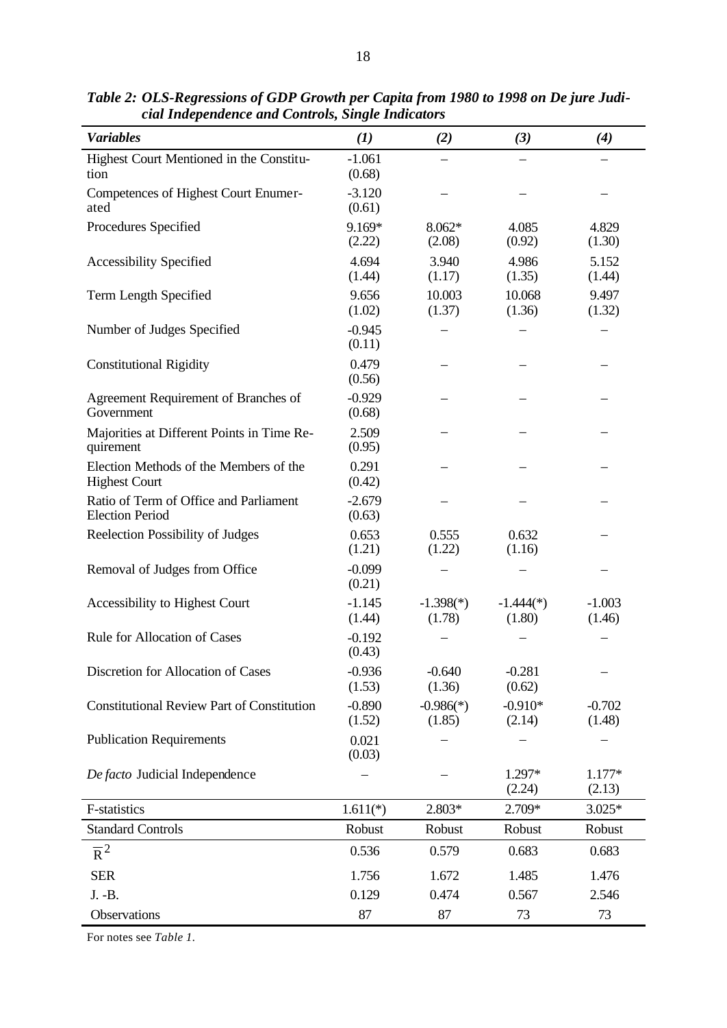*Table 2: OLS-Regressions of GDP Growth per Capita from 1980 to 1998 on De jure Judicial Independence and Controls, Single Indicators*

| *Variables* | *(1)* | *(2)* | *(3)* | *(4)* |
|---|---|---|---|---|
| Highest Court Mentioned in the Constitution | -1.061<br>(0.68) | – | – | – |
| Competences of Highest Court Enumerated | -3.120<br>(0.61) | – | – | – |
| Procedures Specified | 9.169*<br>(2.22) | 8.062*<br>(2.08) | 4.085<br>(0.92) | 4.829<br>(1.30) |
| Accessibility Specified | 4.694<br>(1.44) | 3.940<br>(1.17) | 4.986<br>(1.35) | 5.152<br>(1.44) |
| Term Length Specified | 9.656<br>(1.02) | 10.003<br>(1.37) | 10.068<br>(1.36) | 9.497<br>(1.32) |
| Number of Judges Specified | -0.945<br>(0.11) | – | – | – |
| Constitutional Rigidity | 0.479<br>(0.56) | – | – | – |
| Agreement Requirement of Branches of Government | -0.929<br>(0.68) | – | – | – |
| Majorities at Different Points in Time Requirement | 2.509<br>(0.95) | – | – | – |
| Election Methods of the Members of the Highest Court | 0.291<br>(0.42) | – | – | – |
| Ratio of Term of Office and Parliament Election Period | -2.679<br>(0.63) | – | – | – |
| Reelection Possibility of Judges | 0.653<br>(1.21) | 0.555<br>(1.22) | 0.632<br>(1.16) | – |
| Removal of Judges from Office | -0.099<br>(0.21) | – | – | – |
| Accessibility to Highest Court | -1.145<br>(1.44) | -1.398(*)<br>(1.78) | -1.444(*)<br>(1.80) | -1.003<br>(1.46) |
| Rule for Allocation of Cases | -0.192<br>(0.43) | – | – | – |
| Discretion for Allocation of Cases | -0.936<br>(1.53) | -0.640<br>(1.36) | -0.281<br>(0.62) | – |
| Constitutional Review Part of Constitution | -0.890<br>(1.52) | -0.986(*)<br>(1.85) | -0.910*<br>(2.14) | -0.702<br>(1.48) |
| Publication Requirements | 0.021<br>(0.03) | – | – | – |
| *De facto* Judicial Independence | – | – | 1.297*<br>(2.24) | 1.177*<br>(2.13) |
| F-statistics | 1.611(*) | 2.803* | 2.709* | 3.025* |
| Standard Controls | Robust | Robust | Robust | Robust |
| $\bar{R}^2$ | 0.536 | 0.579 | 0.683 | 0.683 |
| SER | 1.756 | 1.672 | 1.485 | 1.476 |
| J. -B. | 0.129 | 0.474 | 0.567 | 2.546 |
| Observations | 87 | 87 | 73 | 73 |

For notes see *Table 1*.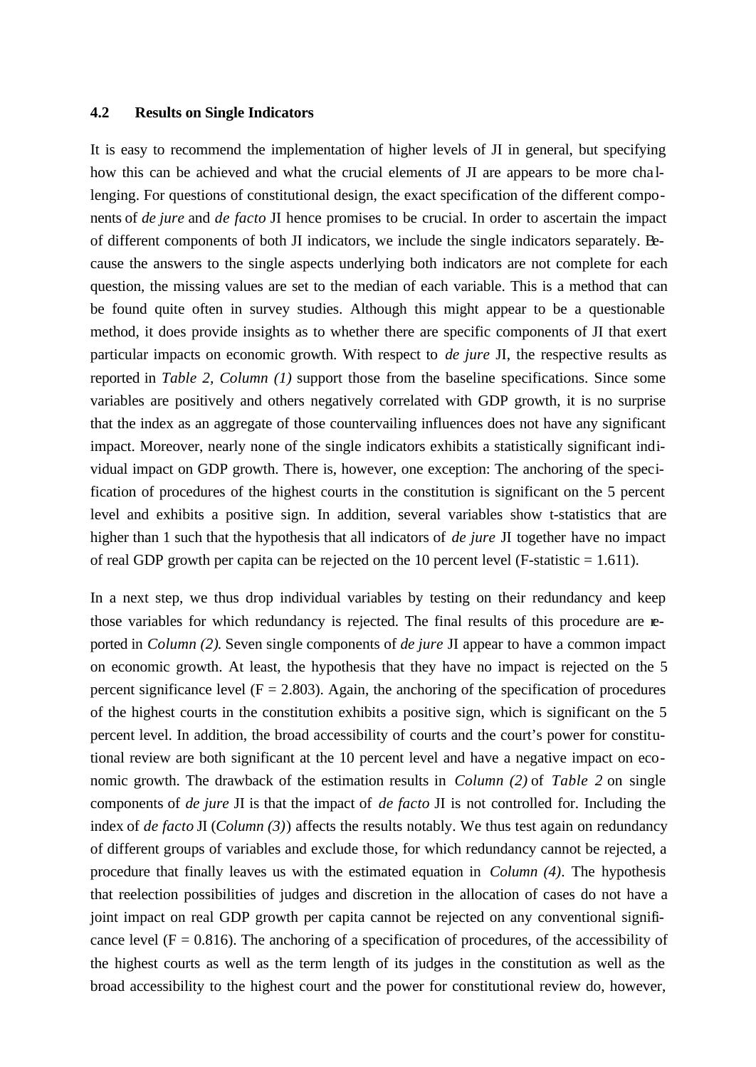### 4.2 Results on Single Indicators

It is easy to recommend the implementation of higher levels of JI in general, but specifying how this can be achieved and what the crucial elements of JI are appears to be more challenging. For questions of constitutional design, the exact specification of the different components of *de jure* and *de facto* JI hence promises to be crucial. In order to ascertain the impact of different components of both JI indicators, we include the single indicators separately. Because the answers to the single aspects underlying both indicators are not complete for each question, the missing values are set to the median of each variable. This is a method that can be found quite often in survey studies. Although this might appear to be a questionable method, it does provide insights as to whether there are specific components of JI that exert particular impacts on economic growth. With respect to *de jure* JI, the respective results as reported in *Table 2, Column (1)* support those from the baseline specifications. Since some variables are positively and others negatively correlated with GDP growth, it is no surprise that the index as an aggregate of those countervailing influences does not have any significant impact. Moreover, nearly none of the single indicators exhibits a statistically significant individual impact on GDP growth. There is, however, one exception: The anchoring of the specification of procedures of the highest courts in the constitution is significant on the 5 percent level and exhibits a positive sign. In addition, several variables show t-statistics that are higher than 1 such that the hypothesis that all indicators of *de jure* JI together have no impact of real GDP growth per capita can be rejected on the 10 percent level (F-statistic = 1.611).

In a next step, we thus drop individual variables by testing on their redundancy and keep those variables for which redundancy is rejected. The final results of this procedure are reported in *Column (2).* Seven single components of *de jure* JI appear to have a common impact on economic growth. At least, the hypothesis that they have no impact is rejected on the 5 percent significance level (F = 2.803). Again, the anchoring of the specification of procedures of the highest courts in the constitution exhibits a positive sign, which is significant on the 5 percent level. In addition, the broad accessibility of courts and the court's power for constitutional review are both significant at the 10 percent level and have a negative impact on economic growth. The drawback of the estimation results in *Column (2)* of *Table 2* on single components of *de jure* JI is that the impact of *de facto* JI is not controlled for. Including the index of *de facto* JI (*Column (3)*) affects the results notably. We thus test again on redundancy of different groups of variables and exclude those, for which redundancy cannot be rejected, a procedure that finally leaves us with the estimated equation in *Column (4)*. The hypothesis that reelection possibilities of judges and discretion in the allocation of cases do not have a joint impact on real GDP growth per capita cannot be rejected on any conventional significance level (F = 0.816). The anchoring of a specification of procedures, of the accessibility of the highest courts as well as the term length of its judges in the constitution as well as the broad accessibility to the highest court and the power for constitutional review do, however,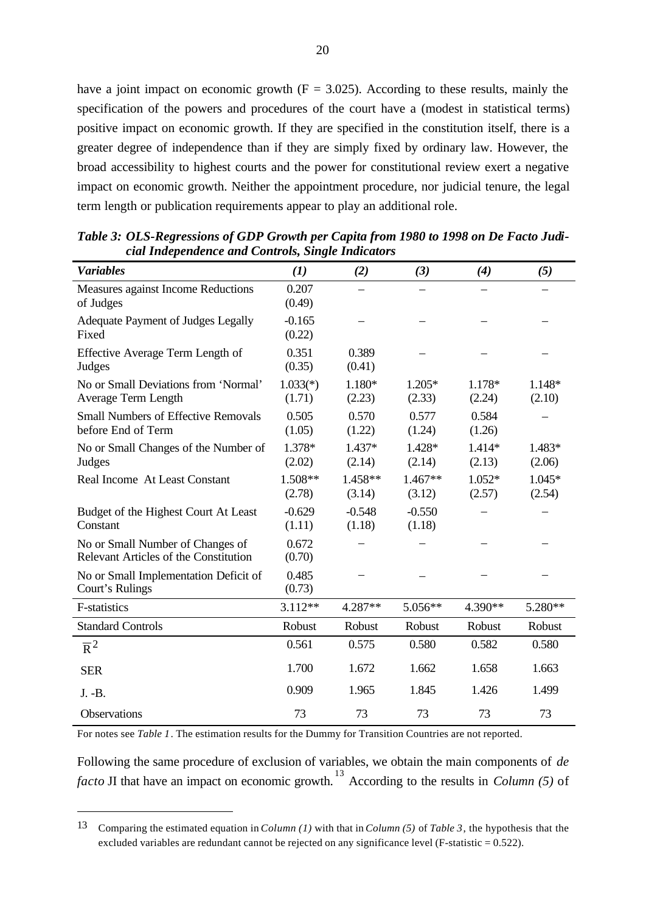have a joint impact on economic growth (F = 3.025). According to these results, mainly the specification of the powers and procedures of the court have a (modest in statistical terms) positive impact on economic growth. If they are specified in the constitution itself, there is a greater degree of independence than if they are simply fixed by ordinary law. However, the broad accessibility to highest courts and the power for constitutional review exert a negative impact on economic growth. Neither the appointment procedure, nor judicial tenure, the legal term length or publication requirements appear to play an additional role.

***Table 3: OLS-Regressions of GDP Growth per Capita from 1980 to 1998 on De Facto Judicial Independence and Controls, Single Indicators***

| *Variables* | *(1)* | *(2)* | *(3)* | *(4)* | *(5)* |
|---|---|---|---|---|---|
| Measures against Income Reductions of Judges | 0.207 (0.49) | – | – | – | – |
| Adequate Payment of Judges Legally Fixed | -0.165 (0.22) | – | – | – | – |
| Effective Average Term Length of Judges | 0.351 (0.35) | 0.389 (0.41) | – | – | – |
| No or Small Deviations from 'Normal' Average Term Length | 1.033(*) (1.71) | 1.180* (2.23) | 1.205* (2.33) | 1.178* (2.24) | 1.148* (2.10) |
| Small Numbers of Effective Removals before End of Term | 0.505 (1.05) | 0.570 (1.22) | 0.577 (1.24) | 0.584 (1.26) | – |
| No or Small Changes of the Number of Judges | 1.378* (2.02) | 1.437* (2.14) | 1.428* (2.14) | 1.414* (2.13) | 1.483* (2.06) |
| Real Income At Least Constant | 1.508** (2.78) | 1.458** (3.14) | 1.467** (3.12) | 1.052* (2.57) | 1.045* (2.54) |
| Budget of the Highest Court At Least Constant | -0.629 (1.11) | -0.548 (1.18) | -0.550 (1.18) | – | – |
| No or Small Number of Changes of Relevant Articles of the Constitution | 0.672 (0.70) | – | – | – | – |
| No or Small Implementation Deficit of Court's Rulings | 0.485 (0.73) | – | – | – | – |
| F-statistics | 3.112** | 4.287** | 5.056** | 4.390** | 5.280** |
| Standard Controls | Robust | Robust | Robust | Robust | Robust |
| $\bar{R}^2$ | 0.561 | 0.575 | 0.580 | 0.582 | 0.580 |
| SER | 1.700 | 1.672 | 1.662 | 1.658 | 1.663 |
| J. -B. | 0.909 | 1.965 | 1.845 | 1.426 | 1.499 |
| Observations | 73 | 73 | 73 | 73 | 73 |

For notes see *Table 1*. The estimation results for the Dummy for Transition Countries are not reported.

Following the same procedure of exclusion of variables, we obtain the main components of *de facto* JI that have an impact on economic growth.[13] According to the results in *Column (5)* of

[13] Comparing the estimated equation in *Column (1)* with that in *Column (5)* of *Table 3*, the hypothesis that the excluded variables are redundant cannot be rejected on any significance level (F-statistic = 0.522).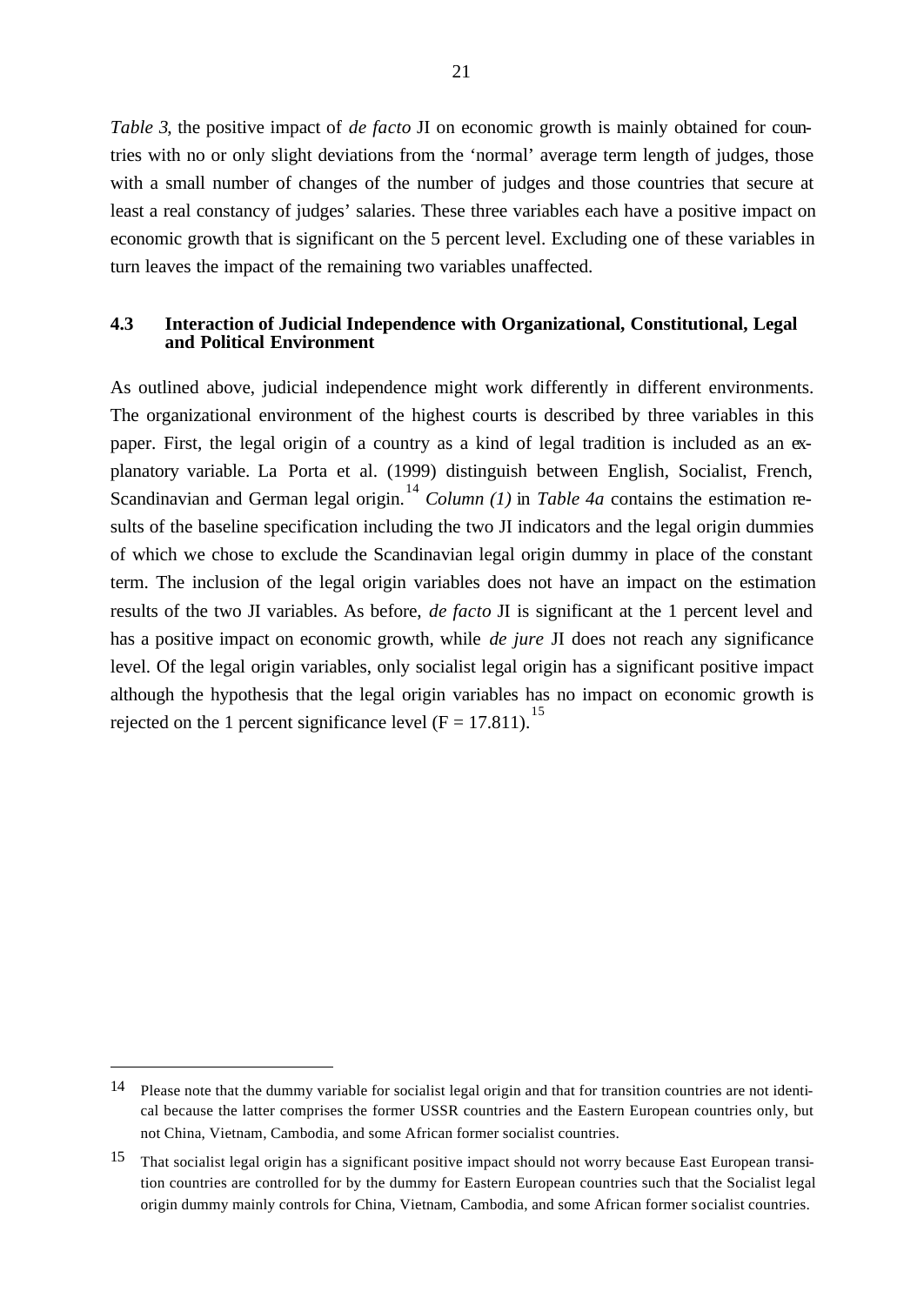*Table 3*, the positive impact of *de facto* JI on economic growth is mainly obtained for countries with no or only slight deviations from the 'normal' average term length of judges, those with a small number of changes of the number of judges and those countries that secure at least a real constancy of judges' salaries. These three variables each have a positive impact on economic growth that is significant on the 5 percent level. Excluding one of these variables in turn leaves the impact of the remaining two variables unaffected.

### 4.3 Interaction of Judicial Independence with Organizational, Constitutional, Legal and Political Environment

As outlined above, judicial independence might work differently in different environments. The organizational environment of the highest courts is described by three variables in this paper. First, the legal origin of a country as a kind of legal tradition is included as an explanatory variable. La Porta et al. (1999) distinguish between English, Socialist, French, Scandinavian and German legal origin.[14] *Column (1)* in *Table 4a* contains the estimation results of the baseline specification including the two JI indicators and the legal origin dummies of which we chose to exclude the Scandinavian legal origin dummy in place of the constant term. The inclusion of the legal origin variables does not have an impact on the estimation results of the two JI variables. As before, *de facto* JI is significant at the 1 percent level and has a positive impact on economic growth, while *de jure* JI does not reach any significance level. Of the legal origin variables, only socialist legal origin has a significant positive impact although the hypothesis that the legal origin variables has no impact on economic growth is rejected on the 1 percent significance level ($F = 17.811$).[15]

---

[14] Please note that the dummy variable for socialist legal origin and that for transition countries are not identical because the latter comprises the former USSR countries and the Eastern European countries only, but not China, Vietnam, Cambodia, and some African former socialist countries.

[15] That socialist legal origin has a significant positive impact should not worry because East European transition countries are controlled for by the dummy for Eastern European countries such that the Socialist legal origin dummy mainly controls for China, Vietnam, Cambodia, and some African former socialist countries.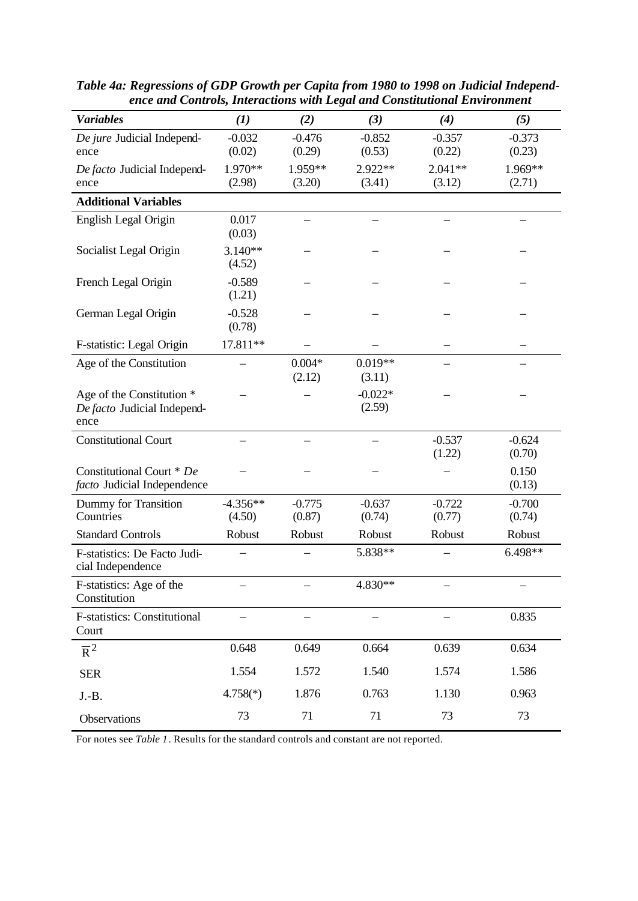***Table 4a: Regressions of GDP Growth per Capita from 1980 to 1998 on Judicial Independence and Controls, Interactions with Legal and Constitutional Environment***

| ***Variables*** | ***(1)*** | ***(2)*** | ***(3)*** | ***(4)*** | ***(5)*** |
|---|---|---|---|---|---|
| *De jure* Judicial Independence | -0.032 (0.02) | -0.476 (0.29) | -0.852 (0.53) | -0.357 (0.22) | -0.373 (0.23) |
| *De facto* Judicial Independence | 1.970** (2.98) | 1.959** (3.20) | 2.922** (3.41) | 2.041** (3.12) | 1.969** (2.71) |
| **Additional Variables** | | | | | |
| English Legal Origin | 0.017 (0.03) | – | – | – | – |
| Socialist Legal Origin | 3.140** (4.52) | – | – | – | – |
| French Legal Origin | -0.589 (1.21) | – | – | – | – |
| German Legal Origin | -0.528 (0.78) | – | – | – | – |
| F-statistic: Legal Origin | 17.811** | – | – | – | – |
| Age of the Constitution | – | 0.004* (2.12) | 0.019** (3.11) | – | – |
| Age of the Constitution * *De facto* Judicial Independence | – | – | -0.022* (2.59) | – | – |
| Constitutional Court | – | – | – | -0.537 (1.22) | -0.624 (0.70) |
| Constitutional Court * *De facto* Judicial Independence | – | – | – | – | 0.150 (0.13) |
| Dummy for Transition Countries | -4.356** (4.50) | -0.775 (0.87) | -0.637 (0.74) | -0.722 (0.77) | -0.700 (0.74) |
| Standard Controls | Robust | Robust | Robust | Robust | Robust |
| F-statistics: De Facto Judicial Independence | – | – | 5.838** | – | 6.498** |
| F-statistics: Age of the Constitution | – | – | 4.830** | – | – |
| F-statistics: Constitutional Court | – | – | – | – | 0.835 |
| $\overline{R}^2$ | 0.648 | 0.649 | 0.664 | 0.639 | 0.634 |
| SER | 1.554 | 1.572 | 1.540 | 1.574 | 1.586 |
| J.-B. | 4.758(*) | 1.876 | 0.763 | 1.130 | 0.963 |
| Observations | 73 | 71 | 71 | 73 | 73 |

For notes see *Table 1*. Results for the standard controls and constant are not reported.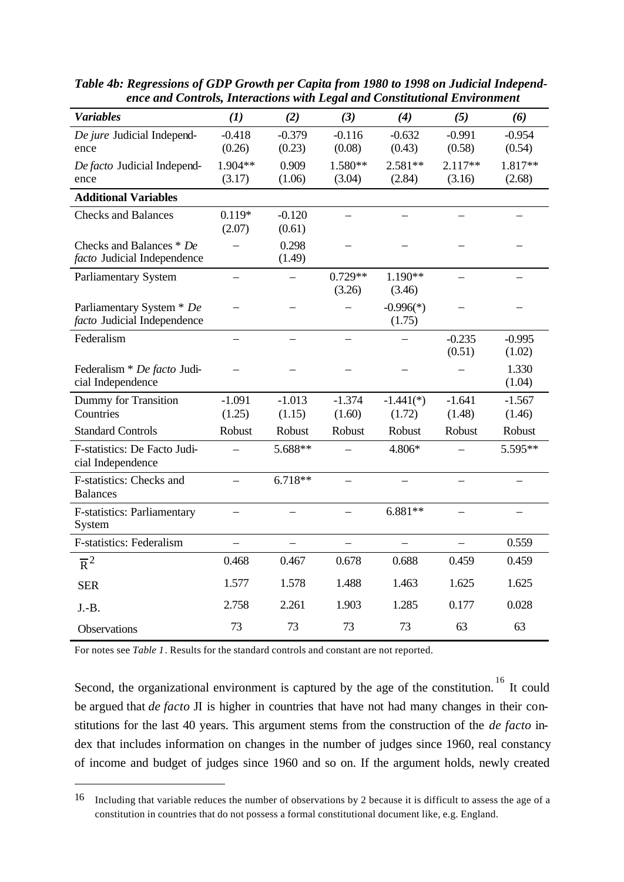*Table 4b: Regressions of GDP Growth per Capita from 1980 to 1998 on Judicial Independence and Controls, Interactions with Legal and Constitutional Environment*

| *Variables* | *(1)* | *(2)* | *(3)* | *(4)* | *(5)* | *(6)* |
|---|---|---|---|---|---|---|
| *De jure* Judicial Independence | -0.418 (0.26) | -0.379 (0.23) | -0.116 (0.08) | -0.632 (0.43) | -0.991 (0.58) | -0.954 (0.54) |
| *De facto* Judicial Independence | 1.904** (3.17) | 0.909 (1.06) | 1.580** (3.04) | 2.581** (2.84) | 2.117** (3.16) | 1.817** (2.68) |
| **Additional Variables** | | | | | | |
| Checks and Balances | 0.119* (2.07) | -0.120 (0.61) | – | – | – | – |
| Checks and Balances * *De facto* Judicial Independence | – | 0.298 (1.49) | – | – | – | – |
| Parliamentary System | – | – | 0.729** (3.26) | 1.190** (3.46) | – | – |
| Parliamentary System * *De facto* Judicial Independence | – | – | – | -0.996(*) (1.75) | – | – |
| Federalism | – | – | – | – | -0.235 (0.51) | -0.995 (1.02) |
| Federalism * *De facto* Judicial Independence | – | – | – | – | – | 1.330 (1.04) |
| Dummy for Transition Countries | -1.091 (1.25) | -1.013 (1.15) | -1.374 (1.60) | -1.441(*) (1.72) | -1.641 (1.48) | -1.567 (1.46) |
| Standard Controls | Robust | Robust | Robust | Robust | Robust | Robust |
| F-statistics: De Facto Judicial Independence | – | 5.688** | – | 4.806* | – | 5.595** |
| F-statistics: Checks and Balances | – | 6.718** | – | – | – | – |
| F-statistics: Parliamentary System | – | – | – | 6.881** | – | – |
| F-statistics: Federalism | – | – | – | – | – | 0.559 |
| $\overline{R}^2$ | 0.468 | 0.467 | 0.678 | 0.688 | 0.459 | 0.459 |
| SER | 1.577 | 1.578 | 1.488 | 1.463 | 1.625 | 1.625 |
| J.-B. | 2.758 | 2.261 | 1.903 | 1.285 | 0.177 | 0.028 |
| Observations | 73 | 73 | 73 | 73 | 63 | 63 |

For notes see *Table 1*. Results for the standard controls and constant are not reported.

Second, the organizational environment is captured by the age of the constitution.[16] It could be argued that *de facto* JI is higher in countries that have not had many changes in their constitutions for the last 40 years. This argument stems from the construction of the *de facto* index that includes information on changes in the number of judges since 1960, real constancy of income and budget of judges since 1960 and so on. If the argument holds, newly created

[16] Including that variable reduces the number of observations by 2 because it is difficult to assess the age of a constitution in countries that do not possess a formal constitutional document like, e.g. England.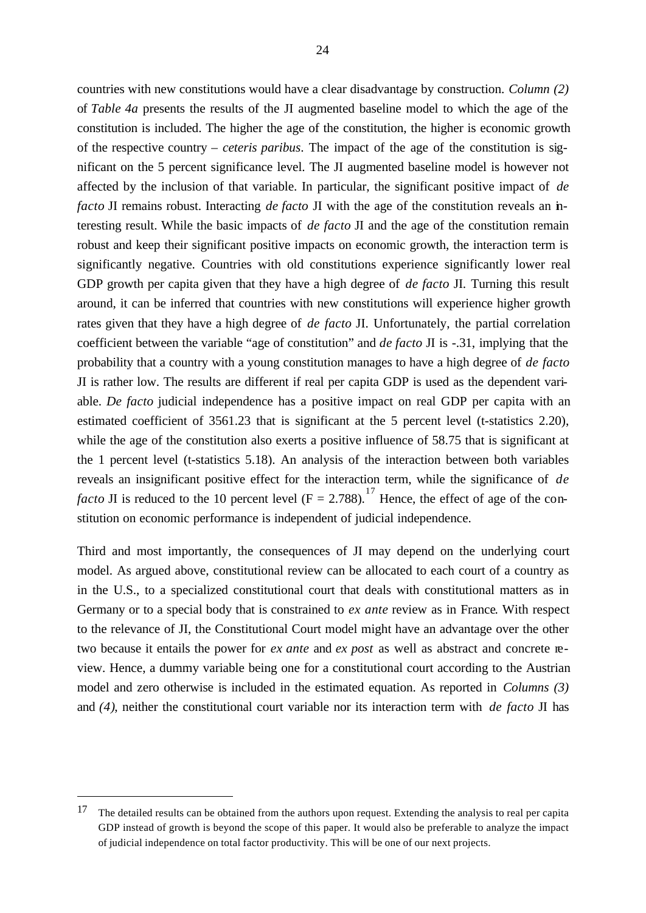countries with new constitutions would have a clear disadvantage by construction. *Column (2)* of *Table 4a* presents the results of the JI augmented baseline model to which the age of the constitution is included. The higher the age of the constitution, the higher is economic growth of the respective country – *ceteris paribus*. The impact of the age of the constitution is significant on the 5 percent significance level. The JI augmented baseline model is however not affected by the inclusion of that variable. In particular, the significant positive impact of *de facto* JI remains robust. Interacting *de facto* JI with the age of the constitution reveals an interesting result. While the basic impacts of *de facto* JI and the age of the constitution remain robust and keep their significant positive impacts on economic growth, the interaction term is significantly negative. Countries with old constitutions experience significantly lower real GDP growth per capita given that they have a high degree of *de facto* JI. Turning this result around, it can be inferred that countries with new constitutions will experience higher growth rates given that they have a high degree of *de facto* JI. Unfortunately, the partial correlation coefficient between the variable "age of constitution" and *de facto* JI is -.31, implying that the probability that a country with a young constitution manages to have a high degree of *de facto* JI is rather low. The results are different if real per capita GDP is used as the dependent variable. *De facto* judicial independence has a positive impact on real GDP per capita with an estimated coefficient of 3561.23 that is significant at the 5 percent level (t-statistics 2.20), while the age of the constitution also exerts a positive influence of 58.75 that is significant at the 1 percent level (t-statistics 5.18). An analysis of the interaction between both variables reveals an insignificant positive effect for the interaction term, while the significance of *de facto* JI is reduced to the 10 percent level ($F = 2.788$).[17] Hence, the effect of age of the constitution on economic performance is independent of judicial independence.

Third and most importantly, the consequences of JI may depend on the underlying court model. As argued above, constitutional review can be allocated to each court of a country as in the U.S., to a specialized constitutional court that deals with constitutional matters as in Germany or to a special body that is constrained to *ex ante* review as in France. With respect to the relevance of JI, the Constitutional Court model might have an advantage over the other two because it entails the power for *ex ante* and *ex post* as well as abstract and concrete review. Hence, a dummy variable being one for a constitutional court according to the Austrian model and zero otherwise is included in the estimated equation. As reported in *Columns (3)* and *(4)*, neither the constitutional court variable nor its interaction term with *de facto* JI has

[17] The detailed results can be obtained from the authors upon request. Extending the analysis to real per capita GDP instead of growth is beyond the scope of this paper. It would also be preferable to analyze the impact of judicial independence on total factor productivity. This will be one of our next projects.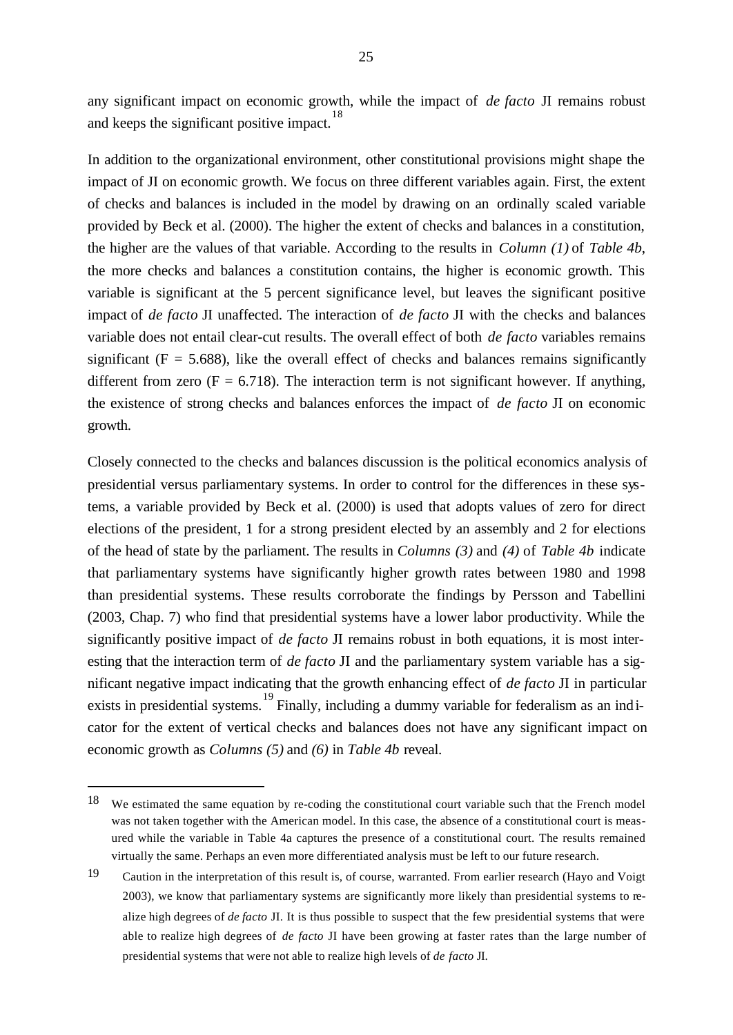any significant impact on economic growth, while the impact of *de facto* JI remains robust and keeps the significant positive impact.[18]

In addition to the organizational environment, other constitutional provisions might shape the impact of JI on economic growth. We focus on three different variables again. First, the extent of checks and balances is included in the model by drawing on an ordinally scaled variable provided by Beck et al. (2000). The higher the extent of checks and balances in a constitution, the higher are the values of that variable. According to the results in *Column (1)* of *Table 4b*, the more checks and balances a constitution contains, the higher is economic growth. This variable is significant at the 5 percent significance level, but leaves the significant positive impact of *de facto* JI unaffected. The interaction of *de facto* JI with the checks and balances variable does not entail clear-cut results. The overall effect of both *de facto* variables remains significant ($F = 5.688$), like the overall effect of checks and balances remains significantly different from zero ($F = 6.718$). The interaction term is not significant however. If anything, the existence of strong checks and balances enforces the impact of *de facto* JI on economic growth.

Closely connected to the checks and balances discussion is the political economics analysis of presidential versus parliamentary systems. In order to control for the differences in these systems, a variable provided by Beck et al. (2000) is used that adopts values of zero for direct elections of the president, 1 for a strong president elected by an assembly and 2 for elections of the head of state by the parliament. The results in *Columns (3)* and *(4)* of *Table 4b* indicate that parliamentary systems have significantly higher growth rates between 1980 and 1998 than presidential systems. These results corroborate the findings by Persson and Tabellini (2003, Chap. 7) who find that presidential systems have a lower labor productivity. While the significantly positive impact of *de facto* JI remains robust in both equations, it is most interesting that the interaction term of *de facto* JI and the parliamentary system variable has a significant negative impact indicating that the growth enhancing effect of *de facto* JI in particular exists in presidential systems.[19] Finally, including a dummy variable for federalism as an indicator for the extent of vertical checks and balances does not have any significant impact on economic growth as *Columns (5)* and *(6)* in *Table 4b* reveal.

[18] We estimated the same equation by re-coding the constitutional court variable such that the French model was not taken together with the American model. In this case, the absence of a constitutional court is measured while the variable in Table 4a captures the presence of a constitutional court. The results remained virtually the same. Perhaps an even more differentiated analysis must be left to our future research.

[19] Caution in the interpretation of this result is, of course, warranted. From earlier research (Hayo and Voigt 2003), we know that parliamentary systems are significantly more likely than presidential systems to realize high degrees of *de facto* JI. It is thus possible to suspect that the few presidential systems that were able to realize high degrees of *de facto* JI have been growing at faster rates than the large number of presidential systems that were not able to realize high levels of *de facto* JI.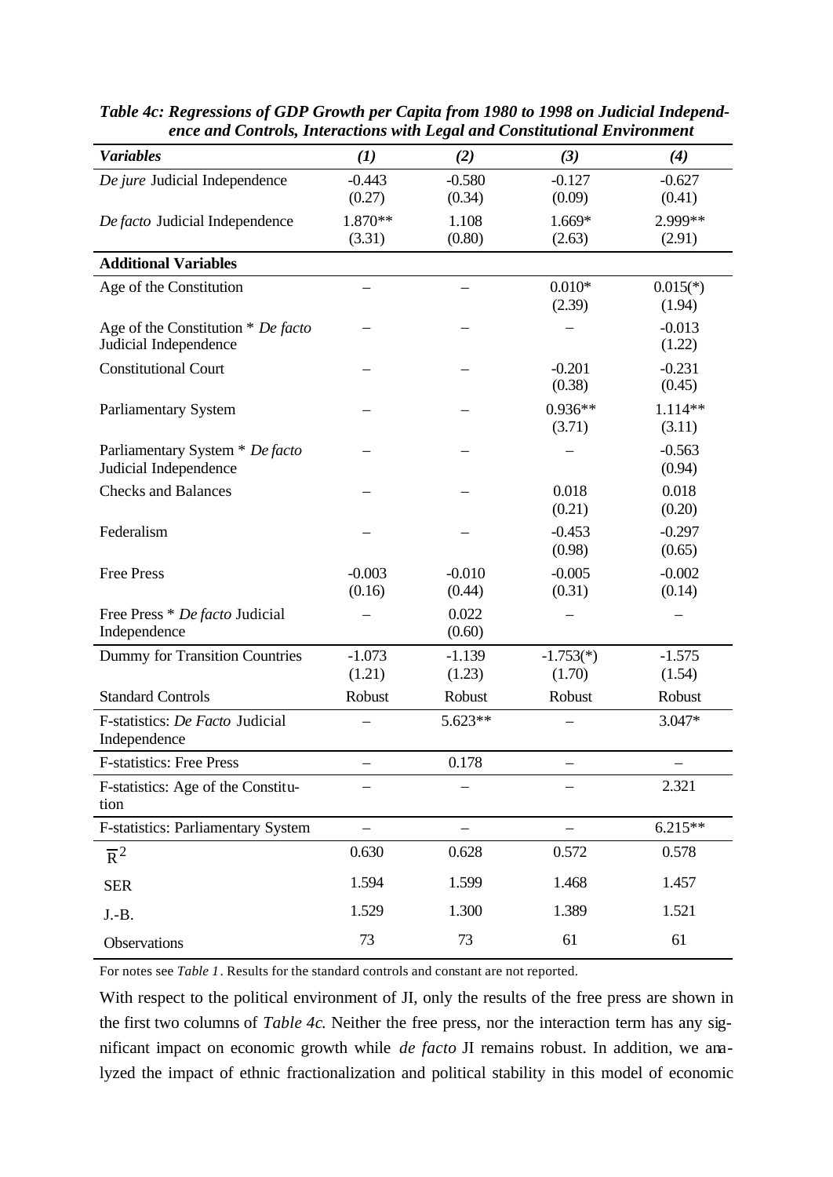*Table 4c: Regressions of GDP Growth per Capita from 1980 to 1998 on Judicial Independence and Controls, Interactions with Legal and Constitutional Environment*

| *Variables* | *(1)* | *(2)* | *(3)* | *(4)* |
|---|---|---|---|---|
| *De jure* Judicial Independence | -0.443<br>(0.27) | -0.580<br>(0.34) | -0.127<br>(0.09) | -0.627<br>(0.41) |
| *De facto* Judicial Independence | 1.870**<br>(3.31) | 1.108<br>(0.80) | 1.669*<br>(2.63) | 2.999**<br>(2.91) |
| **Additional Variables** | | | | |
| Age of the Constitution | – | – | 0.010*<br>(2.39) | 0.015(*)<br>(1.94) |
| Age of the Constitution * *De facto* Judicial Independence | – | – | – | -0.013<br>(1.22) |
| Constitutional Court | – | – | -0.201<br>(0.38) | -0.231<br>(0.45) |
| Parliamentary System | – | – | 0.936**<br>(3.71) | 1.114**<br>(3.11) |
| Parliamentary System * *De facto* Judicial Independence | – | – | – | -0.563<br>(0.94) |
| Checks and Balances | – | – | 0.018<br>(0.21) | 0.018<br>(0.20) |
| Federalism | – | – | -0.453<br>(0.98) | -0.297<br>(0.65) |
| Free Press | -0.003<br>(0.16) | -0.010<br>(0.44) | -0.005<br>(0.31) | -0.002<br>(0.14) |
| Free Press * *De facto* Judicial Independence | – | 0.022<br>(0.60) | – | – |
| Dummy for Transition Countries | -1.073<br>(1.21) | -1.139<br>(1.23) | -1.753(*)<br>(1.70) | -1.575<br>(1.54) |
| Standard Controls | Robust | Robust | Robust | Robust |
| F-statistics: *De Facto* Judicial Independence | – | 5.623** | – | 3.047* |
| F-statistics: Free Press | – | 0.178 | – | – |
| F-statistics: Age of the Constitution | – | – | – | 2.321 |
| F-statistics: Parliamentary System | – | – | – | 6.215** |
| $\overline{R}^2$ | 0.630 | 0.628 | 0.572 | 0.578 |
| SER | 1.594 | 1.599 | 1.468 | 1.457 |
| J.-B. | 1.529 | 1.300 | 1.389 | 1.521 |
| Observations | 73 | 73 | 61 | 61 |

For notes see *Table 1*. Results for the standard controls and constant are not reported.

With respect to the political environment of JI, only the results of the free press are shown in the first two columns of *Table 4c*. Neither the free press, nor the interaction term has any significant impact on economic growth while *de facto* JI remains robust. In addition, we analyzed the impact of ethnic fractionalization and political stability in this model of economic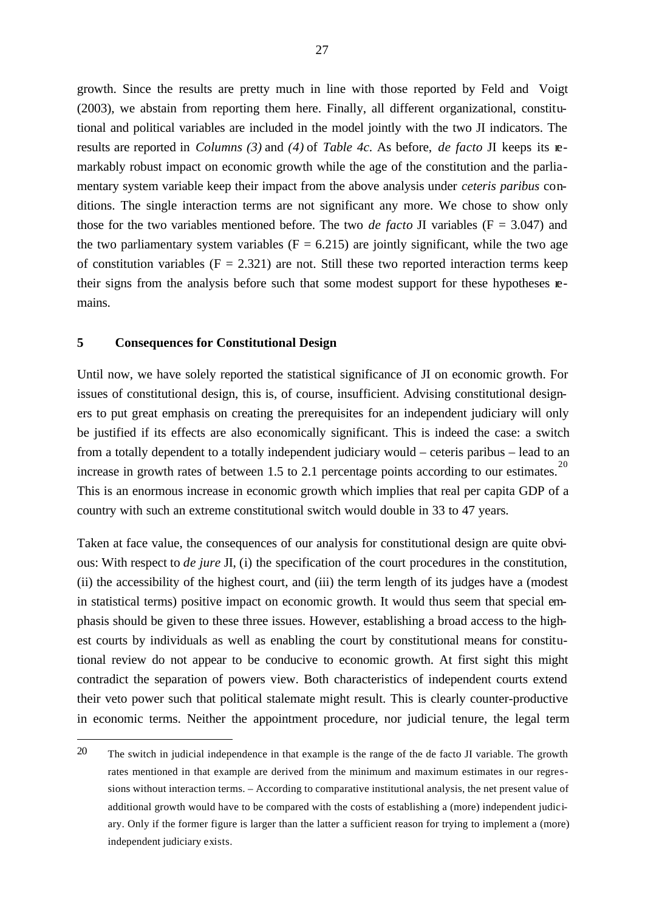growth. Since the results are pretty much in line with those reported by Feld and Voigt (2003), we abstain from reporting them here. Finally, all different organizational, constitutional and political variables are included in the model jointly with the two JI indicators. The results are reported in *Columns (3)* and *(4)* of *Table 4c*. As before, *de facto* JI keeps its remarkably robust impact on economic growth while the age of the constitution and the parliamentary system variable keep their impact from the above analysis under *ceteris paribus* conditions. The single interaction terms are not significant any more. We chose to show only those for the two variables mentioned before. The two *de facto* JI variables (F = 3.047) and the two parliamentary system variables (F = 6.215) are jointly significant, while the two age of constitution variables (F = 2.321) are not. Still these two reported interaction terms keep their signs from the analysis before such that some modest support for these hypotheses remains.

## 5 Consequences for Constitutional Design

Until now, we have solely reported the statistical significance of JI on economic growth. For issues of constitutional design, this is, of course, insufficient. Advising constitutional designers to put great emphasis on creating the prerequisites for an independent judiciary will only be justified if its effects are also economically significant. This is indeed the case: a switch from a totally dependent to a totally independent judiciary would – ceteris paribus – lead to an increase in growth rates of between 1.5 to 2.1 percentage points according to our estimates.[20] This is an enormous increase in economic growth which implies that real per capita GDP of a country with such an extreme constitutional switch would double in 33 to 47 years.

Taken at face value, the consequences of our analysis for constitutional design are quite obvious: With respect to *de jure* JI, (i) the specification of the court procedures in the constitution, (ii) the accessibility of the highest court, and (iii) the term length of its judges have a (modest in statistical terms) positive impact on economic growth. It would thus seem that special emphasis should be given to these three issues. However, establishing a broad access to the highest courts by individuals as well as enabling the court by constitutional means for constitutional review do not appear to be conducive to economic growth. At first sight this might contradict the separation of powers view. Both characteristics of independent courts extend their veto power such that political stalemate might result. This is clearly counter-productive in economic terms. Neither the appointment procedure, nor judicial tenure, the legal term

---

20 The switch in judicial independence in that example is the range of the de facto JI variable. The growth rates mentioned in that example are derived from the minimum and maximum estimates in our regressions without interaction terms. – According to comparative institutional analysis, the net present value of additional growth would have to be compared with the costs of establishing a (more) independent judiciary. Only if the former figure is larger than the latter a sufficient reason for trying to implement a (more) independent judiciary exists.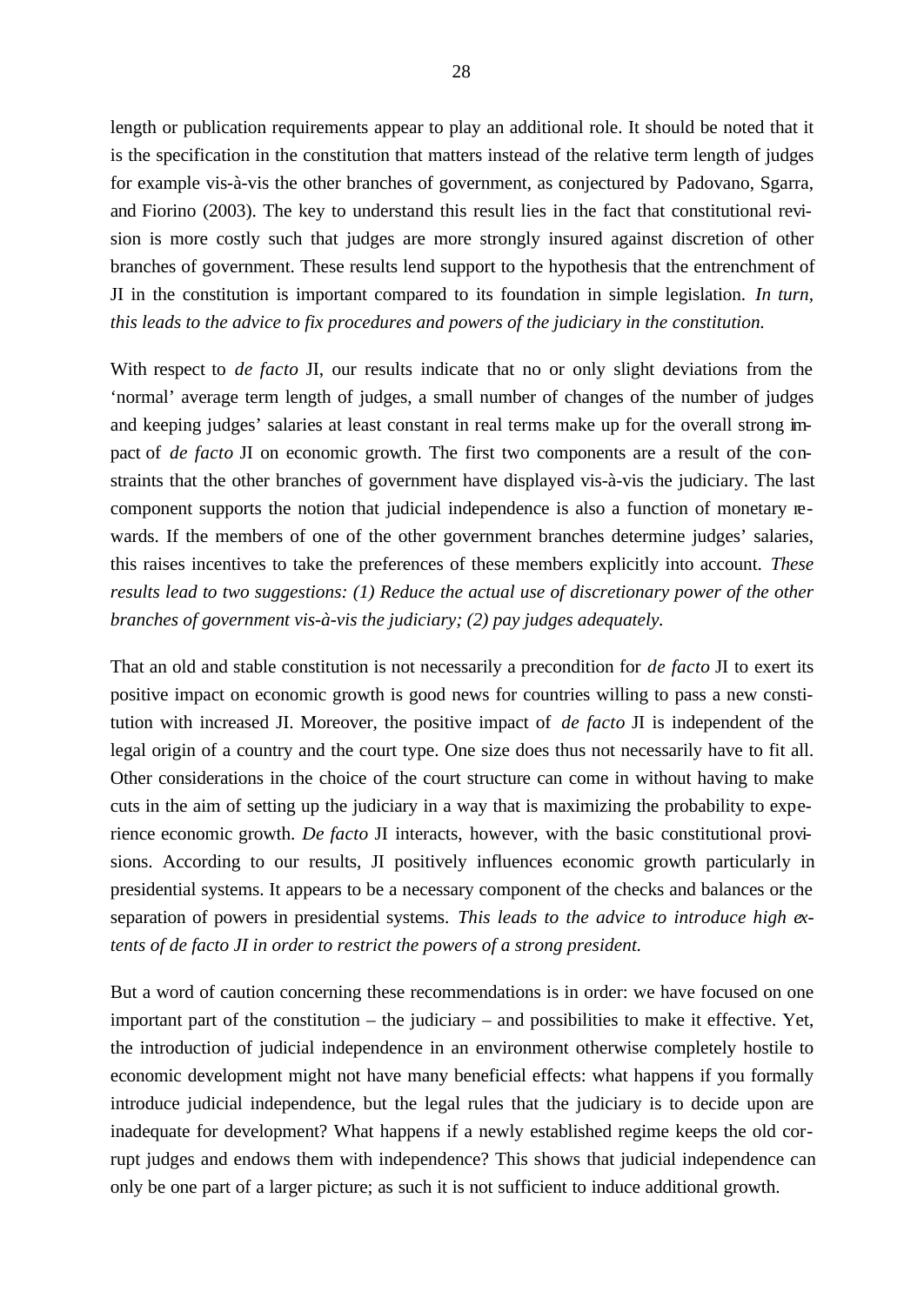length or publication requirements appear to play an additional role. It should be noted that it is the specification in the constitution that matters instead of the relative term length of judges for example vis-à-vis the other branches of government, as conjectured by Padovano, Sgarra, and Fiorino (2003). The key to understand this result lies in the fact that constitutional revision is more costly such that judges are more strongly insured against discretion of other branches of government. These results lend support to the hypothesis that the entrenchment of JI in the constitution is important compared to its foundation in simple legislation. *In turn, this leads to the advice to fix procedures and powers of the judiciary in the constitution.*

With respect to *de facto* JI, our results indicate that no or only slight deviations from the 'normal' average term length of judges, a small number of changes of the number of judges and keeping judges' salaries at least constant in real terms make up for the overall strong impact of *de facto* JI on economic growth. The first two components are a result of the constraints that the other branches of government have displayed vis-à-vis the judiciary. The last component supports the notion that judicial independence is also a function of monetary rewards. If the members of one of the other government branches determine judges' salaries, this raises incentives to take the preferences of these members explicitly into account. *These results lead to two suggestions: (1) Reduce the actual use of discretionary power of the other branches of government vis-à-vis the judiciary; (2) pay judges adequately.*

That an old and stable constitution is not necessarily a precondition for *de facto* JI to exert its positive impact on economic growth is good news for countries willing to pass a new constitution with increased JI. Moreover, the positive impact of *de facto* JI is independent of the legal origin of a country and the court type. One size does thus not necessarily have to fit all. Other considerations in the choice of the court structure can come in without having to make cuts in the aim of setting up the judiciary in a way that is maximizing the probability to experience economic growth. *De facto* JI interacts, however, with the basic constitutional provisions. According to our results, JI positively influences economic growth particularly in presidential systems. It appears to be a necessary component of the checks and balances or the separation of powers in presidential systems. *This leads to the advice to introduce high extents of de facto JI in order to restrict the powers of a strong president.*

But a word of caution concerning these recommendations is in order: we have focused on one important part of the constitution – the judiciary – and possibilities to make it effective. Yet, the introduction of judicial independence in an environment otherwise completely hostile to economic development might not have many beneficial effects: what happens if you formally introduce judicial independence, but the legal rules that the judiciary is to decide upon are inadequate for development? What happens if a newly established regime keeps the old corrupt judges and endows them with independence? This shows that judicial independence can only be one part of a larger picture; as such it is not sufficient to induce additional growth.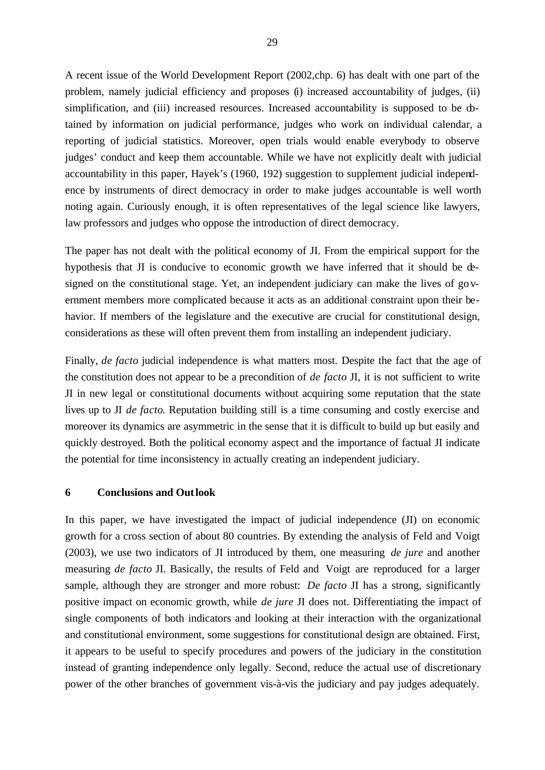A recent issue of the World Development Report (2002,chp. 6) has dealt with one part of the problem, namely judicial efficiency and proposes (i) increased accountability of judges, (ii) simplification, and (iii) increased resources. Increased accountability is supposed to be obtained by information on judicial performance, judges who work on individual calendar, a reporting of judicial statistics. Moreover, open trials would enable everybody to observe judges' conduct and keep them accountable. While we have not explicitly dealt with judicial accountability in this paper, Hayek's (1960, 192) suggestion to supplement judicial independence by instruments of direct democracy in order to make judges accountable is well worth noting again. Curiously enough, it is often representatives of the legal science like lawyers, law professors and judges who oppose the introduction of direct democracy.

The paper has not dealt with the political economy of JI. From the empirical support for the hypothesis that JI is conducive to economic growth we have inferred that it should be designed on the constitutional stage. Yet, an independent judiciary can make the lives of government members more complicated because it acts as an additional constraint upon their behavior. If members of the legislature and the executive are crucial for constitutional design, considerations as these will often prevent them from installing an independent judiciary.

Finally, *de facto* judicial independence is what matters most. Despite the fact that the age of the constitution does not appear to be a precondition of *de facto* JI, it is not sufficient to write JI in new legal or constitutional documents without acquiring some reputation that the state lives up to JI *de facto*. Reputation building still is a time consuming and costly exercise and moreover its dynamics are asymmetric in the sense that it is difficult to build up but easily and quickly destroyed. Both the political economy aspect and the importance of factual JI indicate the potential for time inconsistency in actually creating an independent judiciary.

## 6 Conclusions and Outlook

In this paper, we have investigated the impact of judicial independence (JI) on economic growth for a cross section of about 80 countries. By extending the analysis of Feld and Voigt (2003), we use two indicators of JI introduced by them, one measuring *de jure* and another measuring *de facto* JI. Basically, the results of Feld and Voigt are reproduced for a larger sample, although they are stronger and more robust: *De facto* JI has a strong, significantly positive impact on economic growth, while *de jure* JI does not. Differentiating the impact of single components of both indicators and looking at their interaction with the organizational and constitutional environment, some suggestions for constitutional design are obtained. First, it appears to be useful to specify procedures and powers of the judiciary in the constitution instead of granting independence only legally. Second, reduce the actual use of discretionary power of the other branches of government vis-à-vis the judiciary and pay judges adequately.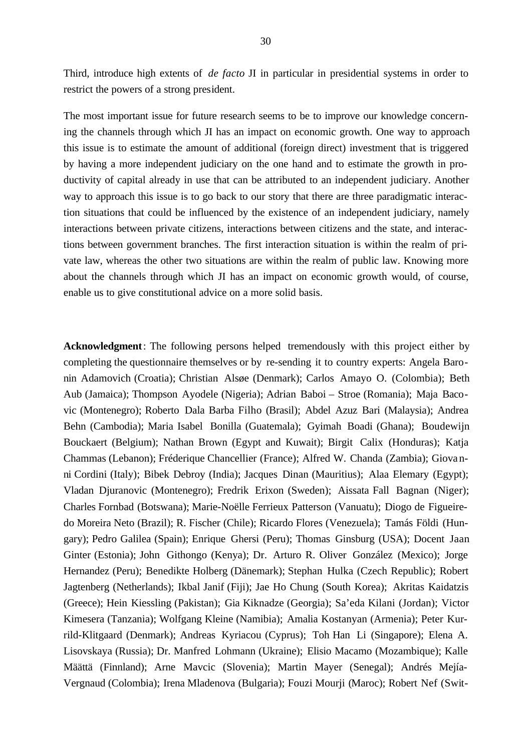Third, introduce high extents of *de facto* JI in particular in presidential systems in order to restrict the powers of a strong president.

The most important issue for future research seems to be to improve our knowledge concerning the channels through which JI has an impact on economic growth. One way to approach this issue is to estimate the amount of additional (foreign direct) investment that is triggered by having a more independent judiciary on the one hand and to estimate the growth in productivity of capital already in use that can be attributed to an independent judiciary. Another way to approach this issue is to go back to our story that there are three paradigmatic interaction situations that could be influenced by the existence of an independent judiciary, namely interactions between private citizens, interactions between citizens and the state, and interactions between government branches. The first interaction situation is within the realm of private law, whereas the other two situations are within the realm of public law. Knowing more about the channels through which JI has an impact on economic growth would, of course, enable us to give constitutional advice on a more solid basis.

**Acknowledgment**: The following persons helped tremendously with this project either by completing the questionnaire themselves or by re-sending it to country experts: Angela Baronin Adamovich (Croatia); Christian Alsøe (Denmark); Carlos Amayo O. (Colombia); Beth Aub (Jamaica); Thompson Ayodele (Nigeria); Adrian Baboi – Stroe (Romania); Maja Bacovic (Montenegro); Roberto Dala Barba Filho (Brasil); Abdel Azuz Bari (Malaysia); Andrea Behn (Cambodia); Maria Isabel Bonilla (Guatemala); Gyimah Boadi (Ghana); Boudewijn Bouckaert (Belgium); Nathan Brown (Egypt and Kuwait); Birgit Calix (Honduras); Katja Chammas (Lebanon); Fréderique Chancellier (France); Alfred W. Chanda (Zambia); Giovanni Cordini (Italy); Bibek Debroy (India); Jacques Dinan (Mauritius); Alaa Elemary (Egypt); Vladan Djuranovic (Montenegro); Fredrik Erixon (Sweden); Aissata Fall Bagnan (Niger); Charles Fornbad (Botswana); Marie-Noëlle Ferrieux Patterson (Vanuatu); Diogo de Figueiredo Moreira Neto (Brazil); R. Fischer (Chile); Ricardo Flores (Venezuela); Tamás Földi (Hungary); Pedro Galilea (Spain); Enrique Ghersi (Peru); Thomas Ginsburg (USA); Docent Jaan Ginter (Estonia); John Githongo (Kenya); Dr. Arturo R. Oliver González (Mexico); Jorge Hernandez (Peru); Benedikte Holberg (Dänemark); Stephan Hulka (Czech Republic); Robert Jagtenberg (Netherlands); Ikbal Janif (Fiji); Jae Ho Chung (South Korea); Akritas Kaidatzis (Greece); Hein Kiessling (Pakistan); Gia Kiknadze (Georgia); Sa'eda Kilani (Jordan); Victor Kimesera (Tanzania); Wolfgang Kleine (Namibia); Amalia Kostanyan (Armenia); Peter Kurrild-Klitgaard (Denmark); Andreas Kyriacou (Cyprus); Toh Han Li (Singapore); Elena A. Lisovskaya (Russia); Dr. Manfred Lohmann (Ukraine); Elisio Macamo (Mozambique); Kalle Määttä (Finnland); Arne Mavcic (Slovenia); Martin Mayer (Senegal); Andrés Mejía-Vergnaud (Colombia); Irena Mladenova (Bulgaria); Fouzi Mourji (Maroc); Robert Nef (Swit-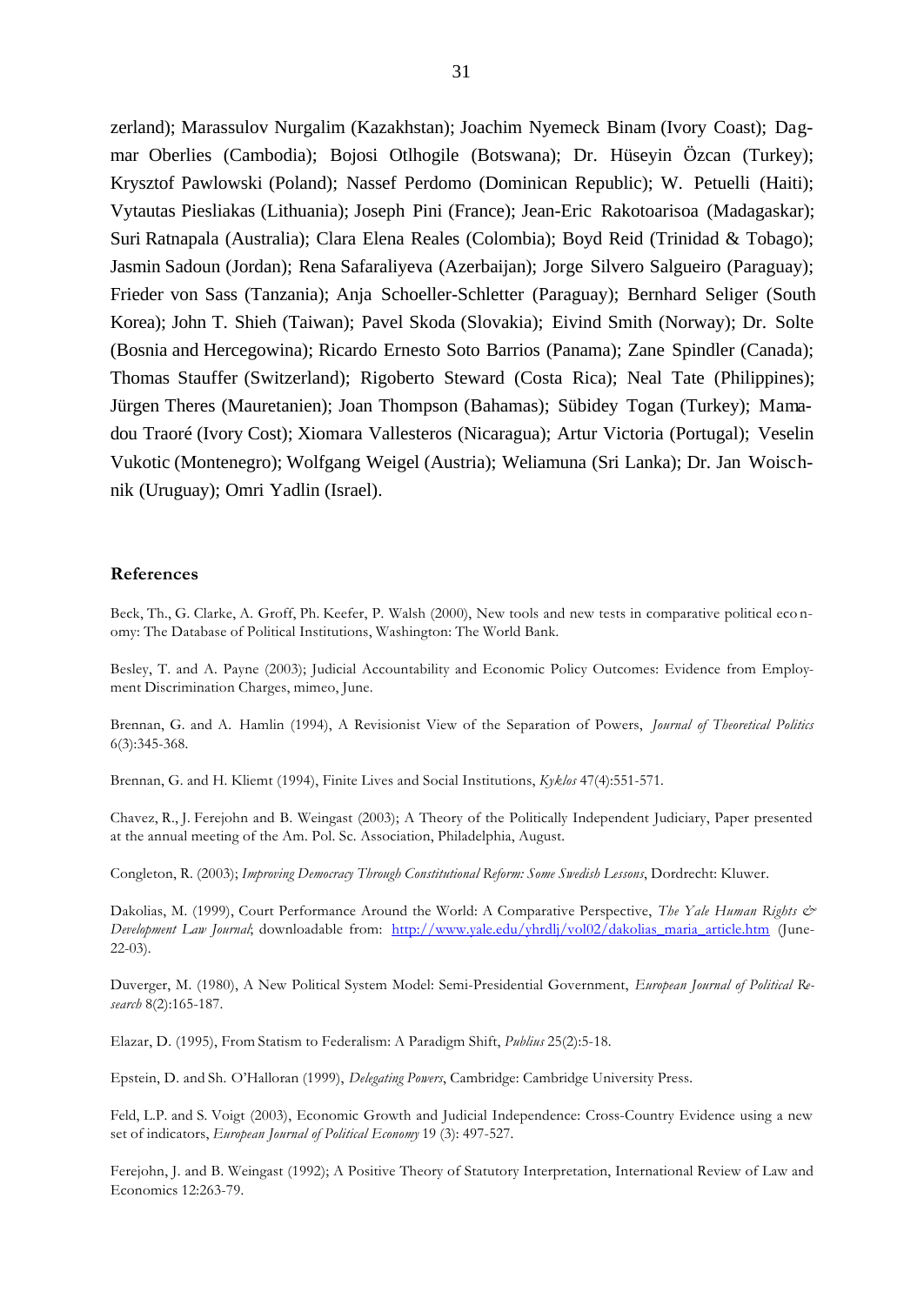zerland); Marassulov Nurgalim (Kazakhstan); Joachim Nyemeck Binam (Ivory Coast); Dagmar Oberlies (Cambodia); Bojosi Otlhogile (Botswana); Dr. Hüseyin Özcan (Turkey); Krysztof Pawlowski (Poland); Nassef Perdomo (Dominican Republic); W. Petuelli (Haiti); Vytautas Piesliakas (Lithuania); Joseph Pini (France); Jean-Eric Rakotoarisoa (Madagaskar); Suri Ratnapala (Australia); Clara Elena Reales (Colombia); Boyd Reid (Trinidad & Tobago); Jasmin Sadoun (Jordan); Rena Safaraliyeva (Azerbaijan); Jorge Silvero Salgueiro (Paraguay); Frieder von Sass (Tanzania); Anja Schoeller-Schletter (Paraguay); Bernhard Seliger (South Korea); John T. Shieh (Taiwan); Pavel Skoda (Slovakia); Eivind Smith (Norway); Dr. Solte (Bosnia and Hercegowina); Ricardo Ernesto Soto Barrios (Panama); Zane Spindler (Canada); Thomas Stauffer (Switzerland); Rigoberto Steward (Costa Rica); Neal Tate (Philippines); Jürgen Theres (Mauretanien); Joan Thompson (Bahamas); Sübidey Togan (Turkey); Mamadou Traoré (Ivory Cost); Xiomara Vallesteros (Nicaragua); Artur Victoria (Portugal); Veselin Vukotic (Montenegro); Wolfgang Weigel (Austria); Weliamuna (Sri Lanka); Dr. Jan Woischnik (Uruguay); Omri Yadlin (Israel).

## References

Beck, Th., G. Clarke, A. Groff, Ph. Keefer, P. Walsh (2000), New tools and new tests in comparative political economy: The Database of Political Institutions, Washington: The World Bank.

Besley, T. and A. Payne (2003); Judicial Accountability and Economic Policy Outcomes: Evidence from Employment Discrimination Charges, mimeo, June.

Brennan, G. and A. Hamlin (1994), A Revisionist View of the Separation of Powers, *Journal of Theoretical Politics* 6(3):345-368.

Brennan, G. and H. Kliemt (1994), Finite Lives and Social Institutions, *Kyklos* 47(4):551-571.

Chavez, R., J. Ferejohn and B. Weingast (2003); A Theory of the Politically Independent Judiciary, Paper presented at the annual meeting of the Am. Pol. Sc. Association, Philadelphia, August.

Congleton, R. (2003); *Improving Democracy Through Constitutional Reform: Some Swedish Lessons*, Dordrecht: Kluwer.

Dakolias, M. (1999), Court Performance Around the World: A Comparative Perspective, *The Yale Human Rights & Development Law Journal*; downloadable from: http://www.yale.edu/yhrdlj/vol02/dakolias_maria_article.htm (June-22-03).

Duverger, M. (1980), A New Political System Model: Semi-Presidential Government, *European Journal of Political Research* 8(2):165-187.

Elazar, D. (1995), From Statism to Federalism: A Paradigm Shift, *Publius* 25(2):5-18.

Epstein, D. and Sh. O'Halloran (1999), *Delegating Powers*, Cambridge: Cambridge University Press.

Feld, L.P. and S. Voigt (2003), Economic Growth and Judicial Independence: Cross-Country Evidence using a new set of indicators, *European Journal of Political Economy* 19 (3): 497-527.

Ferejohn, J. and B. Weingast (1992); A Positive Theory of Statutory Interpretation, International Review of Law and Economics 12:263-79.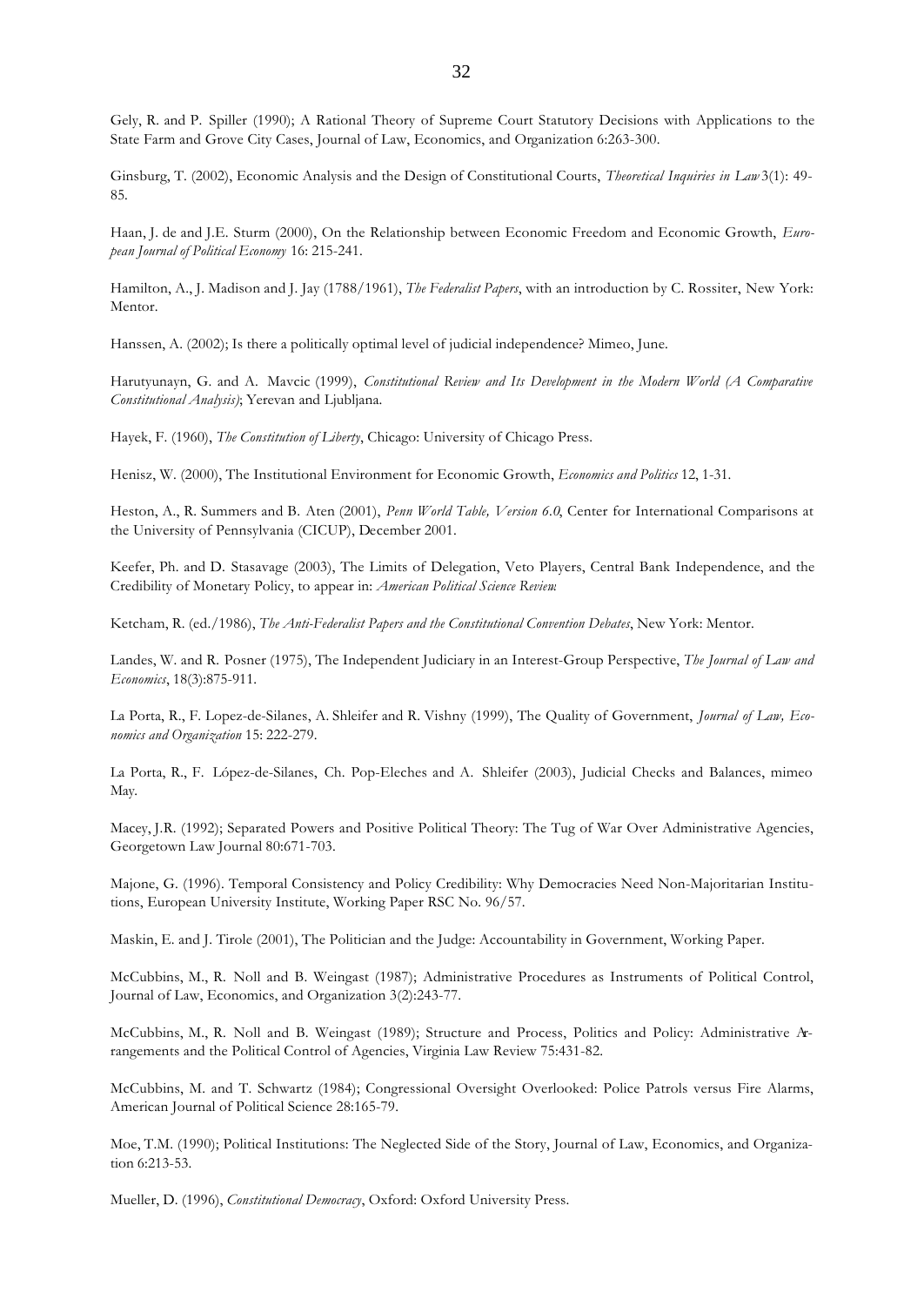Gely, R. and P. Spiller (1990); A Rational Theory of Supreme Court Statutory Decisions with Applications to the State Farm and Grove City Cases, Journal of Law, Economics, and Organization 6:263-300.

Ginsburg, T. (2002), Economic Analysis and the Design of Constitutional Courts, *Theoretical Inquiries in Law* 3(1): 49-85.

Haan, J. de and J.E. Sturm (2000), On the Relationship between Economic Freedom and Economic Growth, *European Journal of Political Economy* 16: 215-241.

Hamilton, A., J. Madison and J. Jay (1788/1961), *The Federalist Papers*, with an introduction by C. Rossiter, New York: Mentor.

Hanssen, A. (2002); Is there a politically optimal level of judicial independence? Mimeo, June.

Harutyunayn, G. and A. Mavcic (1999), *Constitutional Review and Its Development in the Modern World (A Comparative Constitutional Analysis)*; Yerevan and Ljubljana.

Hayek, F. (1960), *The Constitution of Liberty*, Chicago: University of Chicago Press.

Henisz, W. (2000), The Institutional Environment for Economic Growth, *Economics and Politics* 12, 1-31.

Heston, A., R. Summers and B. Aten (2001), *Penn World Table, Version 6.0*, Center for International Comparisons at the University of Pennsylvania (CICUP), December 2001.

Keefer, Ph. and D. Stasavage (2003), The Limits of Delegation, Veto Players, Central Bank Independence, and the Credibility of Monetary Policy, to appear in: *American Political Science Review.*

Ketcham, R. (ed./1986), *The Anti-Federalist Papers and the Constitutional Convention Debates*, New York: Mentor.

Landes, W. and R. Posner (1975), The Independent Judiciary in an Interest-Group Perspective, *The Journal of Law and Economics*, 18(3):875-911.

La Porta, R., F. Lopez-de-Silanes, A. Shleifer and R. Vishny (1999), The Quality of Government, *Journal of Law, Economics and Organization* 15: 222-279.

La Porta, R., F. López-de-Silanes, Ch. Pop-Eleches and A. Shleifer (2003), Judicial Checks and Balances, mimeo May.

Macey, J.R. (1992); Separated Powers and Positive Political Theory: The Tug of War Over Administrative Agencies, Georgetown Law Journal 80:671-703.

Majone, G. (1996). Temporal Consistency and Policy Credibility: Why Democracies Need Non-Majoritarian Institutions, European University Institute, Working Paper RSC No. 96/57.

Maskin, E. and J. Tirole (2001), The Politician and the Judge: Accountability in Government, Working Paper.

McCubbins, M., R. Noll and B. Weingast (1987); Administrative Procedures as Instruments of Political Control, Journal of Law, Economics, and Organization 3(2):243-77.

McCubbins, M., R. Noll and B. Weingast (1989); Structure and Process, Politics and Policy: Administrative Arrangements and the Political Control of Agencies, Virginia Law Review 75:431-82.

McCubbins, M. and T. Schwartz (1984); Congressional Oversight Overlooked: Police Patrols versus Fire Alarms, American Journal of Political Science 28:165-79.

Moe, T.M. (1990); Political Institutions: The Neglected Side of the Story, Journal of Law, Economics, and Organization 6:213-53.

Mueller, D. (1996), *Constitutional Democracy*, Oxford: Oxford University Press.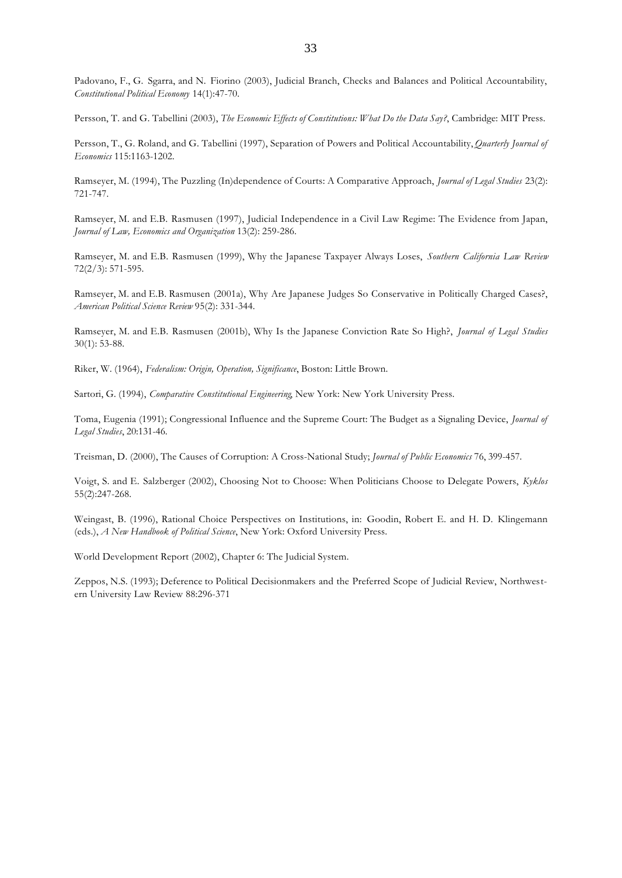Padovano, F., G. Sgarra, and N. Fiorino (2003), Judicial Branch, Checks and Balances and Political Accountability, *Constitutional Political Economy* 14(1):47-70.

Persson, T. and G. Tabellini (2003), *The Economic Effects of Constitutions: What Do the Data Say?*, Cambridge: MIT Press.

Persson, T., G. Roland, and G. Tabellini (1997), Separation of Powers and Political Accountability, *Quarterly Journal of Economics* 115:1163-1202.

Ramseyer, M. (1994), The Puzzling (In)dependence of Courts: A Comparative Approach, *Journal of Legal Studies* 23(2): 721-747.

Ramseyer, M. and E.B. Rasmusen (1997), Judicial Independence in a Civil Law Regime: The Evidence from Japan, *Journal of Law, Economics and Organization* 13(2): 259-286.

Ramseyer, M. and E.B. Rasmusen (1999), Why the Japanese Taxpayer Always Loses, *Southern California Law Review* 72(2/3): 571-595.

Ramseyer, M. and E.B. Rasmusen (2001a), Why Are Japanese Judges So Conservative in Politically Charged Cases?, *American Political Science Review* 95(2): 331-344.

Ramseyer, M. and E.B. Rasmusen (2001b), Why Is the Japanese Conviction Rate So High?, *Journal of Legal Studies* 30(1): 53-88.

Riker, W. (1964), *Federalism: Origin, Operation, Significance*, Boston: Little Brown.

Sartori, G. (1994), *Comparative Constitutional Engineering*, New York: New York University Press.

Toma, Eugenia (1991); Congressional Influence and the Supreme Court: The Budget as a Signaling Device, *Journal of Legal Studies*, 20:131-46.

Treisman, D. (2000), The Causes of Corruption: A Cross-National Study; *Journal of Public Economics* 76, 399-457.

Voigt, S. and E. Salzberger (2002), Choosing Not to Choose: When Politicians Choose to Delegate Powers, *Kyklos* 55(2):247-268.

Weingast, B. (1996), Rational Choice Perspectives on Institutions, in: Goodin, Robert E. and H. D. Klingemann (eds.), *A New Handbook of Political Science*, New York: Oxford University Press.

World Development Report (2002), Chapter 6: The Judicial System.

Zeppos, N.S. (1993); Deference to Political Decisionmakers and the Preferred Scope of Judicial Review, Northwestern University Law Review 88:296-371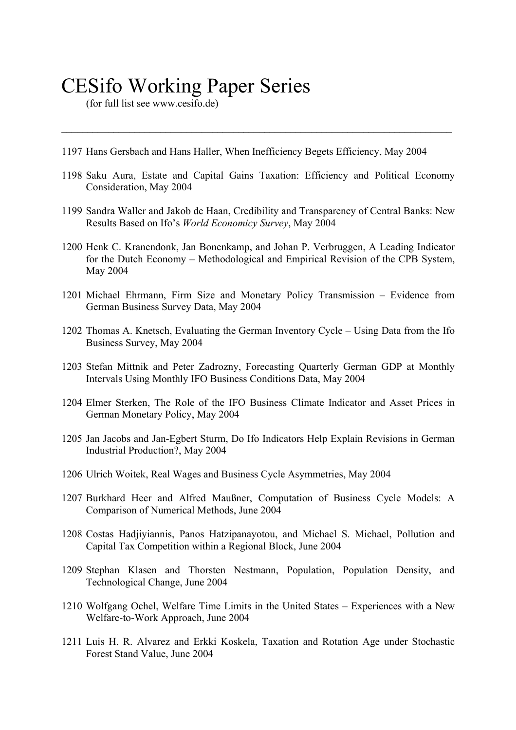# CESifo Working Paper Series

(for full list see www.cesifo.de)

---

1197 Hans Gersbach and Hans Haller, When Inefficiency Begets Efficiency, May 2004

1198 Saku Aura, Estate and Capital Gains Taxation: Efficiency and Political Economy Consideration, May 2004

1199 Sandra Waller and Jakob de Haan, Credibility and Transparency of Central Banks: New Results Based on Ifo's *World Economicy Survey*, May 2004

1200 Henk C. Kranendonk, Jan Bonenkamp, and Johan P. Verbruggen, A Leading Indicator for the Dutch Economy – Methodological and Empirical Revision of the CPB System, May 2004

1201 Michael Ehrmann, Firm Size and Monetary Policy Transmission – Evidence from German Business Survey Data, May 2004

1202 Thomas A. Knetsch, Evaluating the German Inventory Cycle – Using Data from the Ifo Business Survey, May 2004

1203 Stefan Mittnik and Peter Zadrozny, Forecasting Quarterly German GDP at Monthly Intervals Using Monthly IFO Business Conditions Data, May 2004

1204 Elmer Sterken, The Role of the IFO Business Climate Indicator and Asset Prices in German Monetary Policy, May 2004

1205 Jan Jacobs and Jan-Egbert Sturm, Do Ifo Indicators Help Explain Revisions in German Industrial Production?, May 2004

1206 Ulrich Woitek, Real Wages and Business Cycle Asymmetries, May 2004

1207 Burkhard Heer and Alfred Maußner, Computation of Business Cycle Models: A Comparison of Numerical Methods, June 2004

1208 Costas Hadjiyiannis, Panos Hatzipanayotou, and Michael S. Michael, Pollution and Capital Tax Competition within a Regional Block, June 2004

1209 Stephan Klasen and Thorsten Nestmann, Population, Population Density, and Technological Change, June 2004

1210 Wolfgang Ochel, Welfare Time Limits in the United States – Experiences with a New Welfare-to-Work Approach, June 2004

1211 Luis H. R. Alvarez and Erkki Koskela, Taxation and Rotation Age under Stochastic Forest Stand Value, June 2004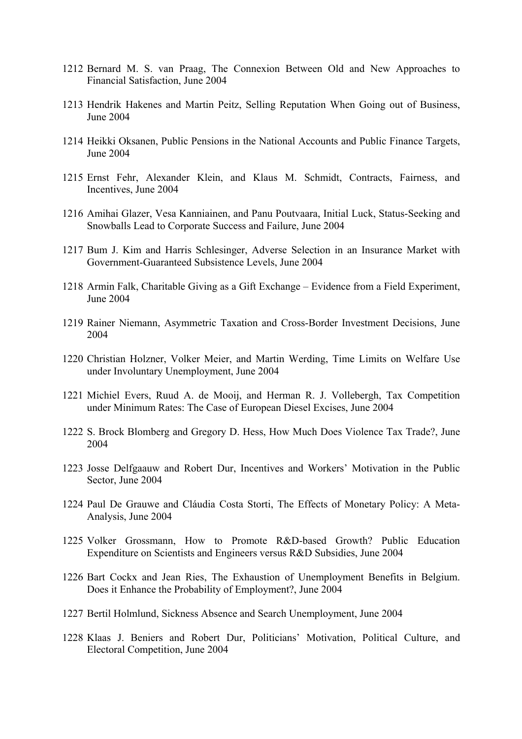1212 Bernard M. S. van Praag, The Connexion Between Old and New Approaches to Financial Satisfaction, June 2004

1213 Hendrik Hakenes and Martin Peitz, Selling Reputation When Going out of Business, June 2004

1214 Heikki Oksanen, Public Pensions in the National Accounts and Public Finance Targets, June 2004

1215 Ernst Fehr, Alexander Klein, and Klaus M. Schmidt, Contracts, Fairness, and Incentives, June 2004

1216 Amihai Glazer, Vesa Kanniainen, and Panu Poutvaara, Initial Luck, Status-Seeking and Snowballs Lead to Corporate Success and Failure, June 2004

1217 Bum J. Kim and Harris Schlesinger, Adverse Selection in an Insurance Market with Government-Guaranteed Subsistence Levels, June 2004

1218 Armin Falk, Charitable Giving as a Gift Exchange – Evidence from a Field Experiment, June 2004

1219 Rainer Niemann, Asymmetric Taxation and Cross-Border Investment Decisions, June 2004

1220 Christian Holzner, Volker Meier, and Martin Werding, Time Limits on Welfare Use under Involuntary Unemployment, June 2004

1221 Michiel Evers, Ruud A. de Mooij, and Herman R. J. Vollebergh, Tax Competition under Minimum Rates: The Case of European Diesel Excises, June 2004

1222 S. Brock Blomberg and Gregory D. Hess, How Much Does Violence Tax Trade?, June 2004

1223 Josse Delfgaauw and Robert Dur, Incentives and Workers' Motivation in the Public Sector, June 2004

1224 Paul De Grauwe and Cláudia Costa Storti, The Effects of Monetary Policy: A Meta-Analysis, June 2004

1225 Volker Grossmann, How to Promote R&D-based Growth? Public Education Expenditure on Scientists and Engineers versus R&D Subsidies, June 2004

1226 Bart Cockx and Jean Ries, The Exhaustion of Unemployment Benefits in Belgium. Does it Enhance the Probability of Employment?, June 2004

1227 Bertil Holmlund, Sickness Absence and Search Unemployment, June 2004

1228 Klaas J. Beniers and Robert Dur, Politicians' Motivation, Political Culture, and Electoral Competition, June 2004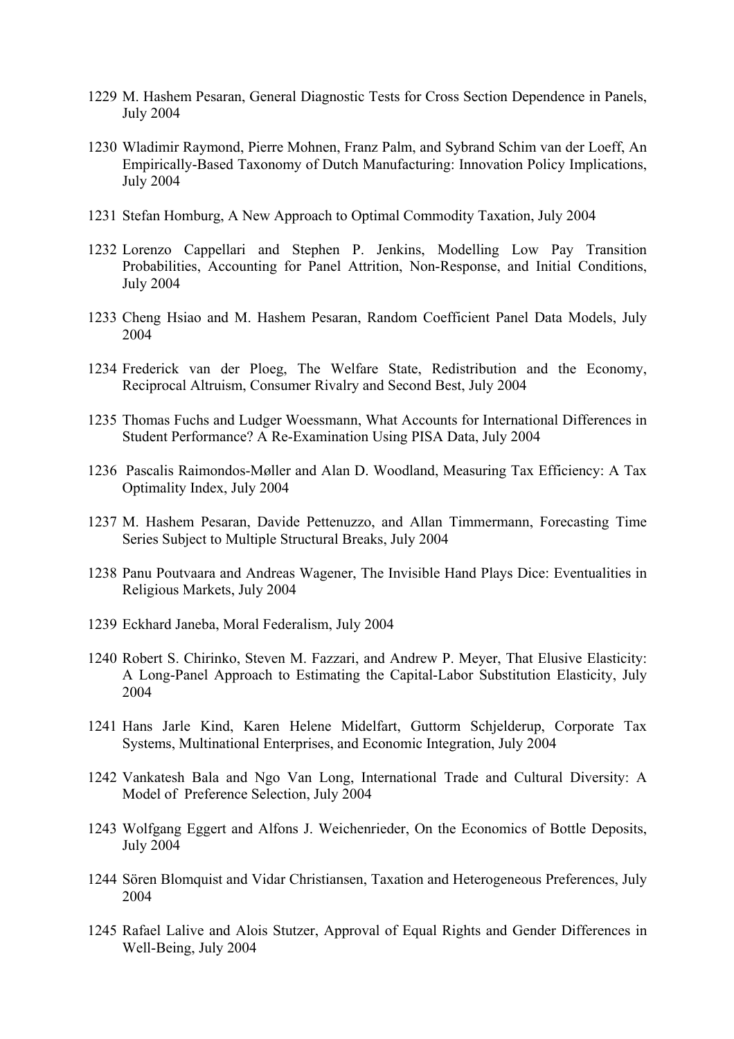1229 M. Hashem Pesaran, General Diagnostic Tests for Cross Section Dependence in Panels, July 2004

1230 Wladimir Raymond, Pierre Mohnen, Franz Palm, and Sybrand Schim van der Loeff, An Empirically-Based Taxonomy of Dutch Manufacturing: Innovation Policy Implications, July 2004

1231 Stefan Homburg, A New Approach to Optimal Commodity Taxation, July 2004

1232 Lorenzo Cappellari and Stephen P. Jenkins, Modelling Low Pay Transition Probabilities, Accounting for Panel Attrition, Non-Response, and Initial Conditions, July 2004

1233 Cheng Hsiao and M. Hashem Pesaran, Random Coefficient Panel Data Models, July 2004

1234 Frederick van der Ploeg, The Welfare State, Redistribution and the Economy, Reciprocal Altruism, Consumer Rivalry and Second Best, July 2004

1235 Thomas Fuchs and Ludger Woessmann, What Accounts for International Differences in Student Performance? A Re-Examination Using PISA Data, July 2004

1236 Pascalis Raimondos-Møller and Alan D. Woodland, Measuring Tax Efficiency: A Tax Optimality Index, July 2004

1237 M. Hashem Pesaran, Davide Pettenuzzo, and Allan Timmermann, Forecasting Time Series Subject to Multiple Structural Breaks, July 2004

1238 Panu Poutvaara and Andreas Wagener, The Invisible Hand Plays Dice: Eventualities in Religious Markets, July 2004

1239 Eckhard Janeba, Moral Federalism, July 2004

1240 Robert S. Chirinko, Steven M. Fazzari, and Andrew P. Meyer, That Elusive Elasticity: A Long-Panel Approach to Estimating the Capital-Labor Substitution Elasticity, July 2004

1241 Hans Jarle Kind, Karen Helene Midelfart, Guttorm Schjelderup, Corporate Tax Systems, Multinational Enterprises, and Economic Integration, July 2004

1242 Vankatesh Bala and Ngo Van Long, International Trade and Cultural Diversity: A Model of Preference Selection, July 2004

1243 Wolfgang Eggert and Alfons J. Weichenrieder, On the Economics of Bottle Deposits, July 2004

1244 Sören Blomquist and Vidar Christiansen, Taxation and Heterogeneous Preferences, July 2004

1245 Rafael Lalive and Alois Stutzer, Approval of Equal Rights and Gender Differences in Well-Being, July 2004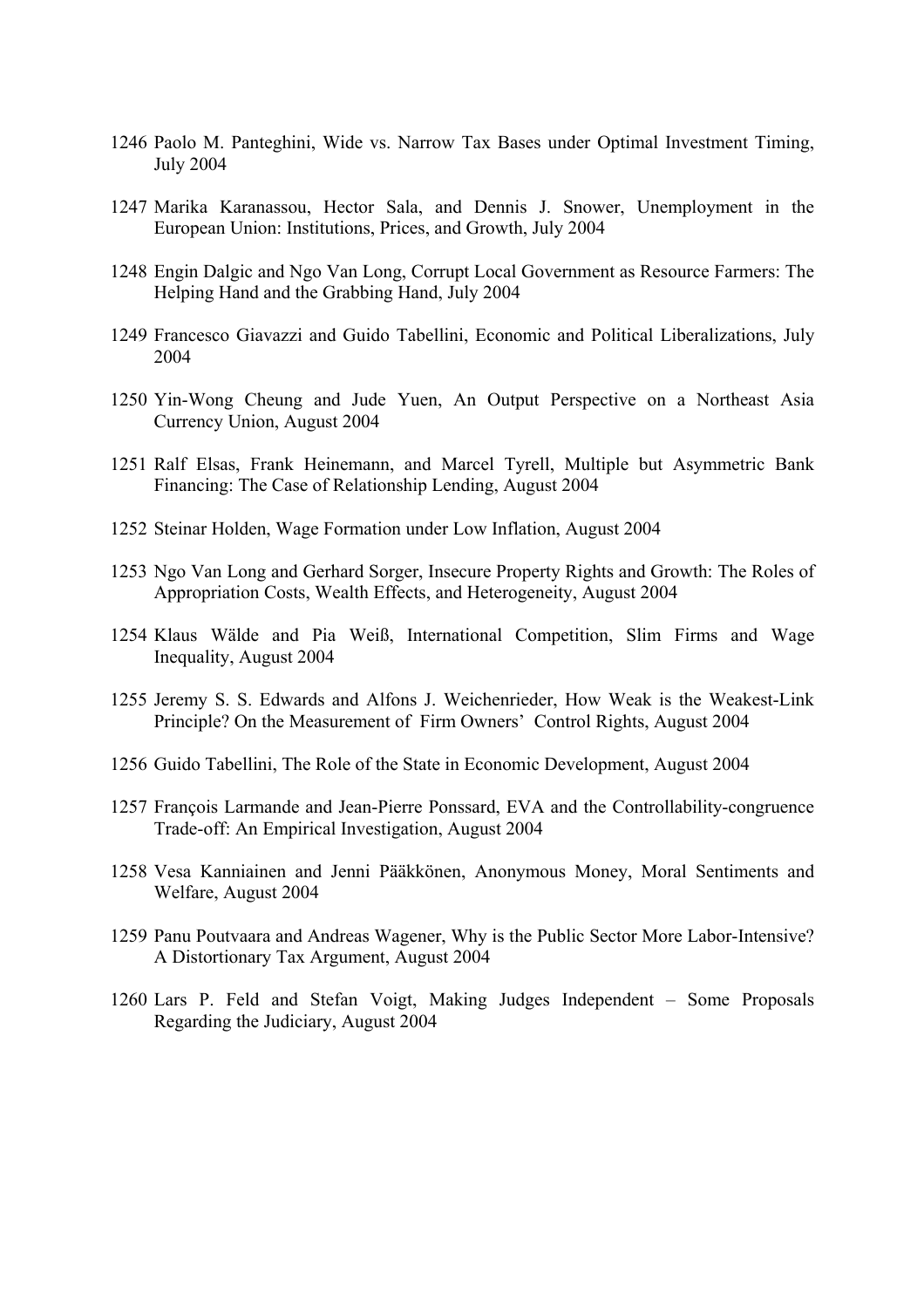1246 Paolo M. Panteghini, Wide vs. Narrow Tax Bases under Optimal Investment Timing, July 2004

1247 Marika Karanassou, Hector Sala, and Dennis J. Snower, Unemployment in the European Union: Institutions, Prices, and Growth, July 2004

1248 Engin Dalgic and Ngo Van Long, Corrupt Local Government as Resource Farmers: The Helping Hand and the Grabbing Hand, July 2004

1249 Francesco Giavazzi and Guido Tabellini, Economic and Political Liberalizations, July 2004

1250 Yin-Wong Cheung and Jude Yuen, An Output Perspective on a Northeast Asia Currency Union, August 2004

1251 Ralf Elsas, Frank Heinemann, and Marcel Tyrell, Multiple but Asymmetric Bank Financing: The Case of Relationship Lending, August 2004

1252 Steinar Holden, Wage Formation under Low Inflation, August 2004

1253 Ngo Van Long and Gerhard Sorger, Insecure Property Rights and Growth: The Roles of Appropriation Costs, Wealth Effects, and Heterogeneity, August 2004

1254 Klaus Wälde and Pia Weiß, International Competition, Slim Firms and Wage Inequality, August 2004

1255 Jeremy S. S. Edwards and Alfons J. Weichenrieder, How Weak is the Weakest-Link Principle? On the Measurement of Firm Owners' Control Rights, August 2004

1256 Guido Tabellini, The Role of the State in Economic Development, August 2004

1257 François Larmande and Jean-Pierre Ponssard, EVA and the Controllability-congruence Trade-off: An Empirical Investigation, August 2004

1258 Vesa Kanniainen and Jenni Pääkkönen, Anonymous Money, Moral Sentiments and Welfare, August 2004

1259 Panu Poutvaara and Andreas Wagener, Why is the Public Sector More Labor-Intensive? A Distortionary Tax Argument, August 2004

1260 Lars P. Feld and Stefan Voigt, Making Judges Independent – Some Proposals Regarding the Judiciary, August 2004